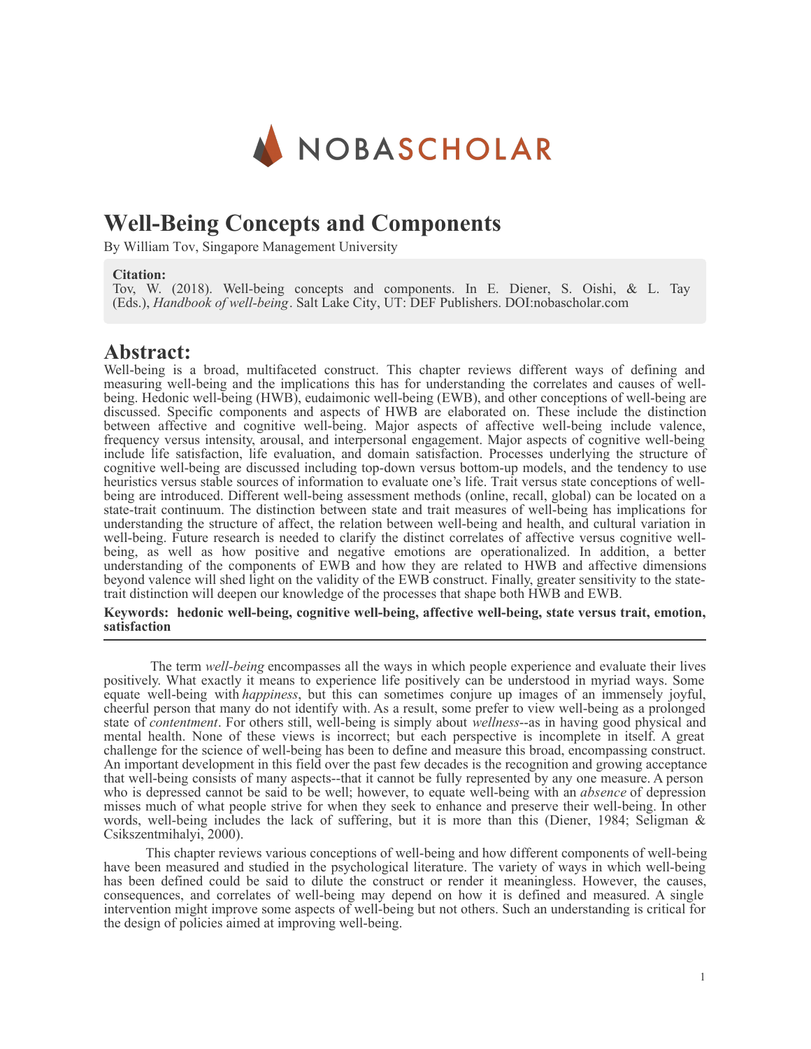NOBASCHOLAR

# Well-Being Concepts and Components

By William Tov, Singapore Management University

**Citation:**
Tov, W. (2018). Well-being concepts and components. In E. Diener, S. Oishi, & L. Tay (Eds.), *Handbook of well-being*. Salt Lake City, UT: DEF Publishers. DOI:nobascholar.com

## Abstract:

Well-being is a broad, multifaceted construct. This chapter reviews different ways of defining and measuring well-being and the implications this has for understanding the correlates and causes of well-being. Hedonic well-being (HWB), eudaimonic well-being (EWB), and other conceptions of well-being are discussed. Specific components and aspects of HWB are elaborated on. These include the distinction between affective and cognitive well-being. Major aspects of affective well-being include valence, frequency versus intensity, arousal, and interpersonal engagement. Major aspects of cognitive well-being include life satisfaction, life evaluation, and domain satisfaction. Processes underlying the structure of cognitive well-being are discussed including top-down versus bottom-up models, and the tendency to use heuristics versus stable sources of information to evaluate one's life. Trait versus state conceptions of well-being are introduced. Different well-being assessment methods (online, recall, global) can be located on a state-trait continuum. The distinction between state and trait measures of well-being has implications for understanding the structure of affect, the relation between well-being and health, and cultural variation in well-being. Future research is needed to clarify the distinct correlates of affective versus cognitive well-being, as well as how positive and negative emotions are operationalized. In addition, a better understanding of the components of EWB and how they are related to HWB and affective dimensions beyond valence will shed light on the validity of the EWB construct. Finally, greater sensitivity to the state-trait distinction will deepen our knowledge of the processes that shape both HWB and EWB.

**Keywords: hedonic well-being, cognitive well-being, affective well-being, state versus trait, emotion, satisfaction**

---

The term *well-being* encompasses all the ways in which people experience and evaluate their lives positively. What exactly it means to experience life positively can be understood in myriad ways. Some equate well-being with *happiness*, but this can sometimes conjure up images of an immensely joyful, cheerful person that many do not identify with. As a result, some prefer to view well-being as a prolonged state of *contentment*. For others still, well-being is simply about *wellness*--as in having good physical and mental health. None of these views is incorrect; but each perspective is incomplete in itself. A great challenge for the science of well-being has been to define and measure this broad, encompassing construct. An important development in this field over the past few decades is the recognition and growing acceptance that well-being consists of many aspects--that it cannot be fully represented by any one measure. A person who is depressed cannot be said to be well; however, to equate well-being with an *absence* of depression misses much of what people strive for when they seek to enhance and preserve their well-being. In other words, well-being includes the lack of suffering, but it is more than this (Diener, 1984; Seligman & Csikszentmihalyi, 2000).

This chapter reviews various conceptions of well-being and how different components of well-being have been measured and studied in the psychological literature. The variety of ways in which well-being has been defined could be said to dilute the construct or render it meaningless. However, the causes, consequences, and correlates of well-being may depend on how it is defined and measured. A single intervention might improve some aspects of well-being but not others. Such an understanding is critical for the design of policies aimed at improving well-being.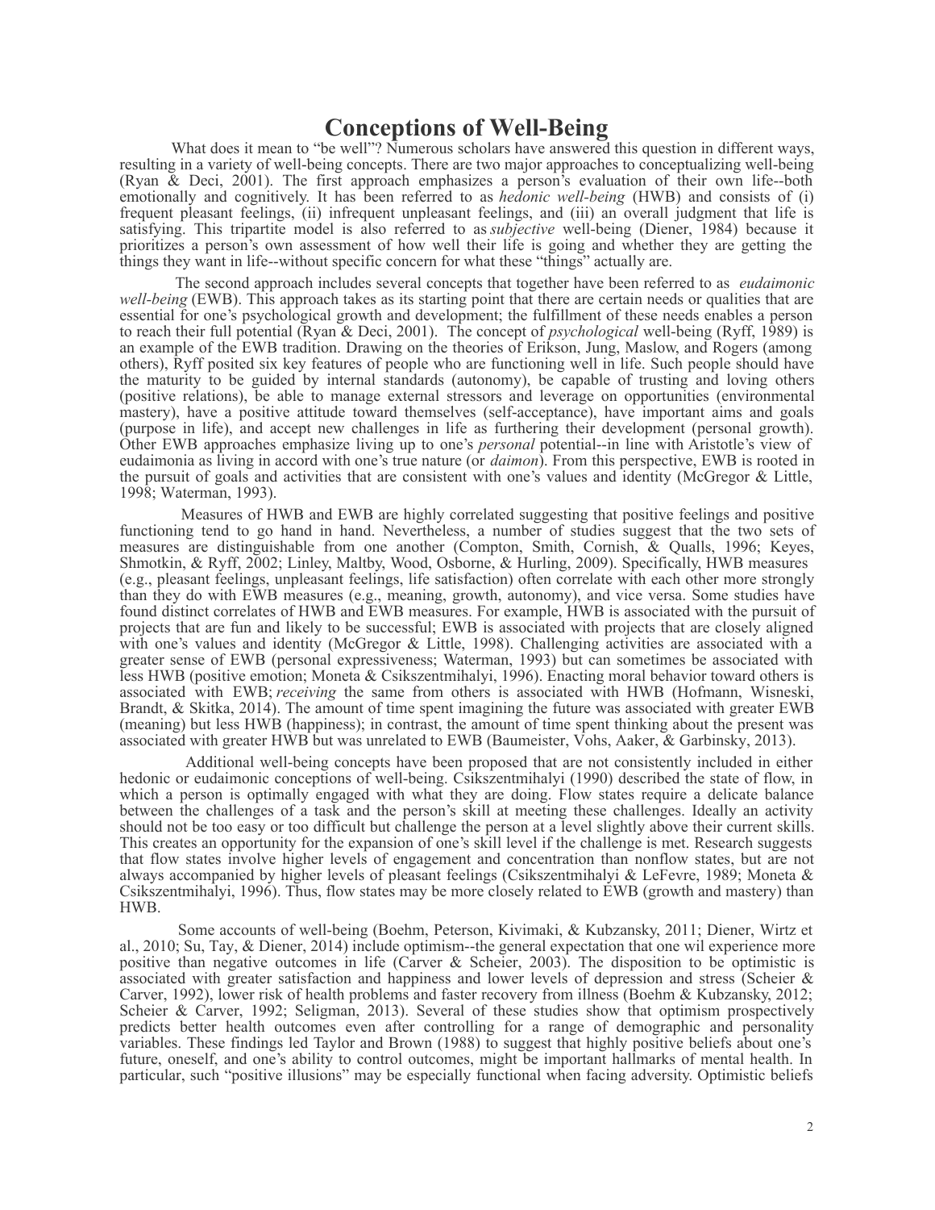# Conceptions of Well-Being

What does it mean to "be well"? Numerous scholars have answered this question in different ways, resulting in a variety of well-being concepts. There are two major approaches to conceptualizing well-being (Ryan & Deci, 2001). The first approach emphasizes a person's evaluation of their own life--both emotionally and cognitively. It has been referred to as *hedonic well-being* (HWB) and consists of (i) frequent pleasant feelings, (ii) infrequent unpleasant feelings, and (iii) an overall judgment that life is satisfying. This tripartite model is also referred to as *subjective* well-being (Diener, 1984) because it prioritizes a person's own assessment of how well their life is going and whether they are getting the things they want in life--without specific concern for what these "things" actually are.

The second approach includes several concepts that together have been referred to as *eudaimonic well-being* (EWB). This approach takes as its starting point that there are certain needs or qualities that are essential for one's psychological growth and development; the fulfillment of these needs enables a person to reach their full potential (Ryan & Deci, 2001). The concept of *psychological* well-being (Ryff, 1989) is an example of the EWB tradition. Drawing on the theories of Erikson, Jung, Maslow, and Rogers (among others), Ryff posited six key features of people who are functioning well in life. Such people should have the maturity to be guided by internal standards (autonomy), be capable of trusting and loving others (positive relations), be able to manage external stressors and leverage on opportunities (environmental mastery), have a positive attitude toward themselves (self-acceptance), have important aims and goals (purpose in life), and accept new challenges in life as furthering their development (personal growth). Other EWB approaches emphasize living up to one's *personal* potential--in line with Aristotle's view of eudaimonia as living in accord with one's true nature (or *daimon*). From this perspective, EWB is rooted in the pursuit of goals and activities that are consistent with one's values and identity (McGregor & Little, 1998; Waterman, 1993).

Measures of HWB and EWB are highly correlated suggesting that positive feelings and positive functioning tend to go hand in hand. Nevertheless, a number of studies suggest that the two sets of measures are distinguishable from one another (Compton, Smith, Cornish, & Qualls, 1996; Keyes, Shmotkin, & Ryff, 2002; Linley, Maltby, Wood, Osborne, & Hurling, 2009). Specifically, HWB measures (e.g., pleasant feelings, unpleasant feelings, life satisfaction) often correlate with each other more strongly than they do with EWB measures (e.g., meaning, growth, autonomy), and vice versa. Some studies have found distinct correlates of HWB and EWB measures. For example, HWB is associated with the pursuit of projects that are fun and likely to be successful; EWB is associated with projects that are closely aligned with one's values and identity (McGregor & Little, 1998). Challenging activities are associated with a greater sense of EWB (personal expressiveness; Waterman, 1993) but can sometimes be associated with less HWB (positive emotion; Moneta & Csikszentmihalyi, 1996). Enacting moral behavior toward others is associated with EWB; *receiving* the same from others is associated with HWB (Hofmann, Wisneski, Brandt, & Skitka, 2014). The amount of time spent imagining the future was associated with greater EWB (meaning) but less HWB (happiness); in contrast, the amount of time spent thinking about the present was associated with greater HWB but was unrelated to EWB (Baumeister, Vohs, Aaker, & Garbinsky, 2013).

Additional well-being concepts have been proposed that are not consistently included in either hedonic or eudaimonic conceptions of well-being. Csikszentmihalyi (1990) described the state of flow, in which a person is optimally engaged with what they are doing. Flow states require a delicate balance between the challenges of a task and the person's skill at meeting these challenges. Ideally an activity should not be too easy or too difficult but challenge the person at a level slightly above their current skills. This creates an opportunity for the expansion of one's skill level if the challenge is met. Research suggests that flow states involve higher levels of engagement and concentration than nonflow states, but are not always accompanied by higher levels of pleasant feelings (Csikszentmihalyi & LeFevre, 1989; Moneta & Csikszentmihalyi, 1996). Thus, flow states may be more closely related to EWB (growth and mastery) than HWB.

Some accounts of well-being (Boehm, Peterson, Kivimaki, & Kubzansky, 2011; Diener, Wirtz et al., 2010; Su, Tay, & Diener, 2014) include optimism--the general expectation that one wil experience more positive than negative outcomes in life (Carver & Scheier, 2003). The disposition to be optimistic is associated with greater satisfaction and happiness and lower levels of depression and stress (Scheier & Carver, 1992), lower risk of health problems and faster recovery from illness (Boehm & Kubzansky, 2012; Scheier & Carver, 1992; Seligman, 2013). Several of these studies show that optimism prospectively predicts better health outcomes even after controlling for a range of demographic and personality variables. These findings led Taylor and Brown (1988) to suggest that highly positive beliefs about one's future, oneself, and one's ability to control outcomes, might be important hallmarks of mental health. In particular, such "positive illusions" may be especially functional when facing adversity. Optimistic beliefs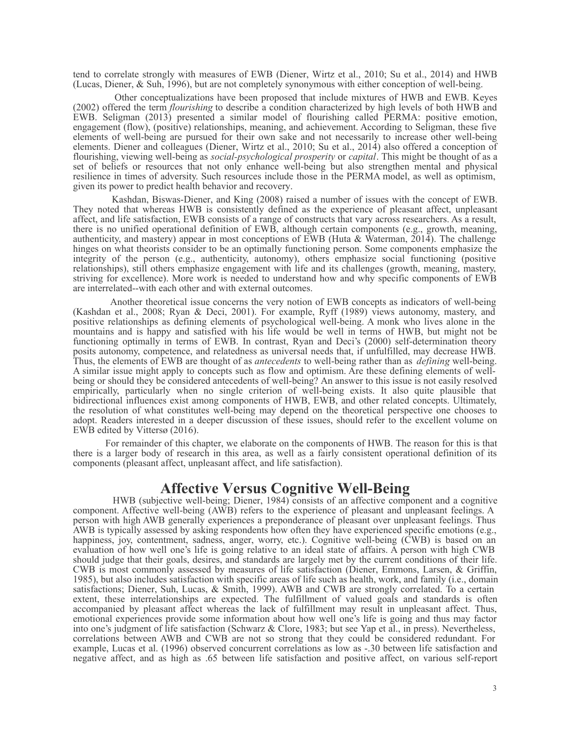tend to correlate strongly with measures of EWB (Diener, Wirtz et al., 2010; Su et al., 2014) and HWB (Lucas, Diener, & Suh, 1996), but are not completely synonymous with either conception of well-being.

Other conceptualizations have been proposed that include mixtures of HWB and EWB. Keyes (2002) offered the term *flourishing* to describe a condition characterized by high levels of both HWB and EWB. Seligman (2013) presented a similar model of flourishing called PERMA: positive emotion, engagement (flow), (positive) relationships, meaning, and achievement. According to Seligman, these five elements of well-being are pursued for their own sake and not necessarily to increase other well-being elements. Diener and colleagues (Diener, Wirtz et al., 2010; Su et al., 2014) also offered a conception of flourishing, viewing well-being as *social-psychological prosperity* or *capital*. This might be thought of as a set of beliefs or resources that not only enhance well-being but also strengthen mental and physical resilience in times of adversity. Such resources include those in the PERMA model, as well as optimism, given its power to predict health behavior and recovery.

Kashdan, Biswas-Diener, and King (2008) raised a number of issues with the concept of EWB. They noted that whereas HWB is consistently defined as the experience of pleasant affect, unpleasant affect, and life satisfaction, EWB consists of a range of constructs that vary across researchers. As a result, there is no unified operational definition of EWB, although certain components (e.g., growth, meaning, authenticity, and mastery) appear in most conceptions of EWB (Huta & Waterman, 2014). The challenge hinges on what theorists consider to be an optimally functioning person. Some components emphasize the integrity of the person (e.g., authenticity, autonomy), others emphasize social functioning (positive relationships), still others emphasize engagement with life and its challenges (growth, meaning, mastery, striving for excellence). More work is needed to understand how and why specific components of EWB are interrelated--with each other and with external outcomes.

Another theoretical issue concerns the very notion of EWB concepts as indicators of well-being (Kashdan et al., 2008; Ryan & Deci, 2001). For example, Ryff (1989) views autonomy, mastery, and positive relationships as defining elements of psychological well-being. A monk who lives alone in the mountains and is happy and satisfied with his life would be well in terms of HWB, but might not be functioning optimally in terms of EWB. In contrast, Ryan and Deci's (2000) self-determination theory posits autonomy, competence, and relatedness as universal needs that, if unfulfilled, may decrease HWB. Thus, the elements of EWB are thought of as *antecedents* to well-being rather than as *defining* well-being. A similar issue might apply to concepts such as flow and optimism. Are these defining elements of well-being or should they be considered antecedents of well-being? An answer to this issue is not easily resolved empirically, particularly when no single criterion of well-being exists. It also quite plausible that bidirectional influences exist among components of HWB, EWB, and other related concepts. Ultimately, the resolution of what constitutes well-being may depend on the theoretical perspective one chooses to adopt. Readers interested in a deeper discussion of these issues, should refer to the excellent volume on EWB edited by Vittersø (2016).

For remainder of this chapter, we elaborate on the components of HWB. The reason for this is that there is a larger body of research in this area, as well as a fairly consistent operational definition of its components (pleasant affect, unpleasant affect, and life satisfaction).

# Affective Versus Cognitive Well-Being

HWB (subjective well-being; Diener, 1984) consists of an affective component and a cognitive component. Affective well-being (AWB) refers to the experience of pleasant and unpleasant feelings. A person with high AWB generally experiences a preponderance of pleasant over unpleasant feelings. Thus AWB is typically assessed by asking respondents how often they have experienced specific emotions (e.g., happiness, joy, contentment, sadness, anger, worry, etc.). Cognitive well-being (CWB) is based on an evaluation of how well one's life is going relative to an ideal state of affairs. A person with high CWB should judge that their goals, desires, and standards are largely met by the current conditions of their life. CWB is most commonly assessed by measures of life satisfaction (Diener, Emmons, Larsen, & Griffin, 1985), but also includes satisfaction with specific areas of life such as health, work, and family (i.e., domain satisfactions; Diener, Suh, Lucas, & Smith, 1999). AWB and CWB are strongly correlated. To a certain extent, these interrelationships are expected. The fulfillment of valued goals and standards is often accompanied by pleasant affect whereas the lack of fulfillment may result in unpleasant affect. Thus, emotional experiences provide some information about how well one's life is going and thus may factor into one's judgment of life satisfaction (Schwarz & Clore, 1983; but see Yap et al., in press). Nevertheless, correlations between AWB and CWB are not so strong that they could be considered redundant. For example, Lucas et al. (1996) observed concurrent correlations as low as -.30 between life satisfaction and negative affect, and as high as .65 between life satisfaction and positive affect, on various self-report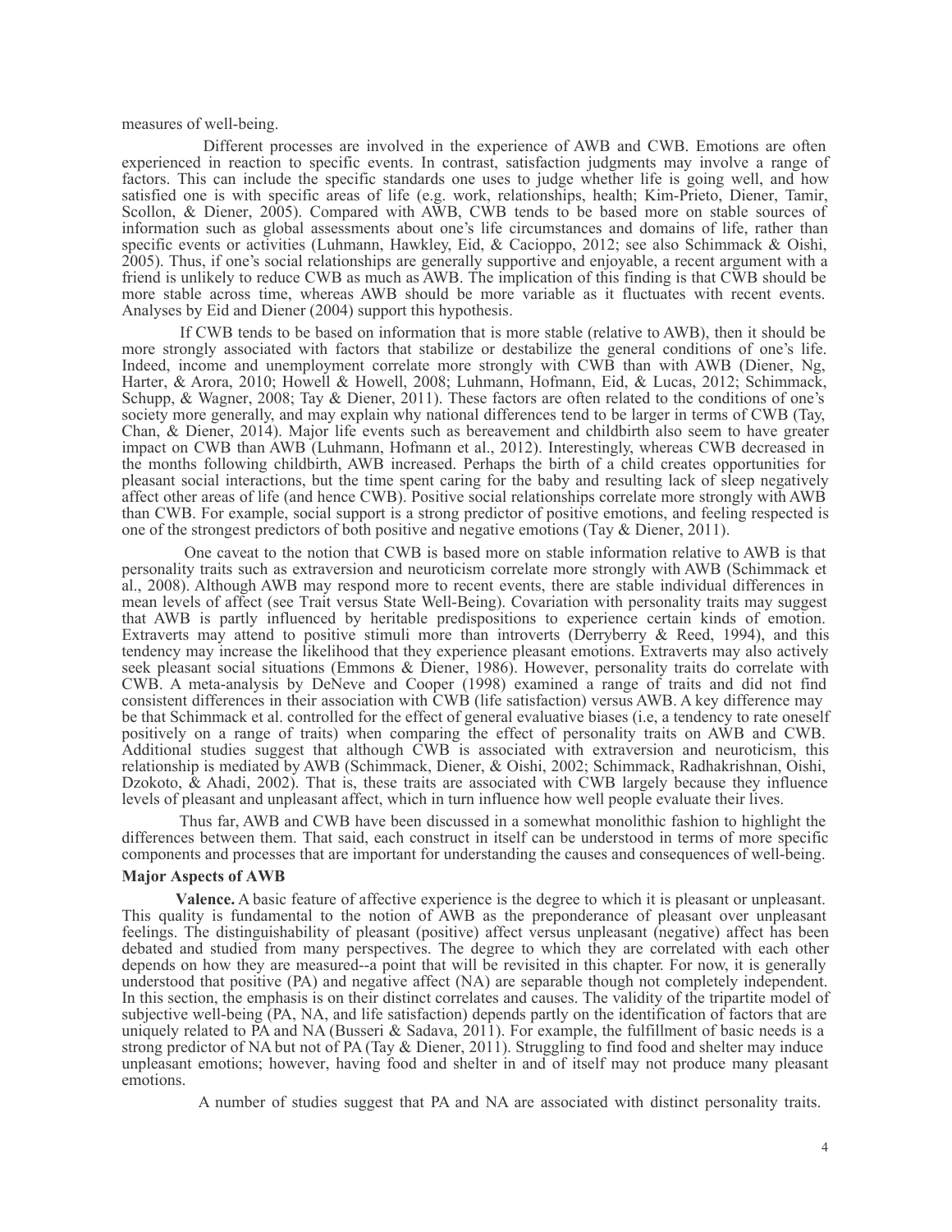measures of well-being.

Different processes are involved in the experience of AWB and CWB. Emotions are often experienced in reaction to specific events. In contrast, satisfaction judgments may involve a range of factors. This can include the specific standards one uses to judge whether life is going well, and how satisfied one is with specific areas of life (e.g. work, relationships, health; Kim-Prieto, Diener, Tamir, Scollon, & Diener, 2005). Compared with AWB, CWB tends to be based more on stable sources of information such as global assessments about one's life circumstances and domains of life, rather than specific events or activities (Luhmann, Hawkley, Eid, & Cacioppo, 2012; see also Schimmack & Oishi, 2005). Thus, if one's social relationships are generally supportive and enjoyable, a recent argument with a friend is unlikely to reduce CWB as much as AWB. The implication of this finding is that CWB should be more stable across time, whereas AWB should be more variable as it fluctuates with recent events. Analyses by Eid and Diener (2004) support this hypothesis.

If CWB tends to be based on information that is more stable (relative to AWB), then it should be more strongly associated with factors that stabilize or destabilize the general conditions of one's life. Indeed, income and unemployment correlate more strongly with CWB than with AWB (Diener, Ng, Harter, & Arora, 2010; Howell & Howell, 2008; Luhmann, Hofmann, Eid, & Lucas, 2012; Schimmack, Schupp, & Wagner, 2008; Tay & Diener, 2011). These factors are often related to the conditions of one's society more generally, and may explain why national differences tend to be larger in terms of CWB (Tay, Chan, & Diener, 2014). Major life events such as bereavement and childbirth also seem to have greater impact on CWB than AWB (Luhmann, Hofmann et al., 2012). Interestingly, whereas CWB decreased in the months following childbirth, AWB increased. Perhaps the birth of a child creates opportunities for pleasant social interactions, but the time spent caring for the baby and resulting lack of sleep negatively affect other areas of life (and hence CWB). Positive social relationships correlate more strongly with AWB than CWB. For example, social support is a strong predictor of positive emotions, and feeling respected is one of the strongest predictors of both positive and negative emotions (Tay & Diener, 2011).

One caveat to the notion that CWB is based more on stable information relative to AWB is that personality traits such as extraversion and neuroticism correlate more strongly with AWB (Schimmack et al., 2008). Although AWB may respond more to recent events, there are stable individual differences in mean levels of affect (see Trait versus State Well-Being). Covariation with personality traits may suggest that AWB is partly influenced by heritable predispositions to experience certain kinds of emotion. Extraverts may attend to positive stimuli more than introverts (Derryberry & Reed, 1994), and this tendency may increase the likelihood that they experience pleasant emotions. Extraverts may also actively seek pleasant social situations (Emmons & Diener, 1986). However, personality traits do correlate with CWB. A meta-analysis by DeNeve and Cooper (1998) examined a range of traits and did not find consistent differences in their association with CWB (life satisfaction) versus AWB. A key difference may be that Schimmack et al. controlled for the effect of general evaluative biases (i.e, a tendency to rate oneself positively on a range of traits) when comparing the effect of personality traits on AWB and CWB. Additional studies suggest that although CWB is associated with extraversion and neuroticism, this relationship is mediated by AWB (Schimmack, Diener, & Oishi, 2002; Schimmack, Radhakrishnan, Oishi, Dzokoto, & Ahadi, 2002). That is, these traits are associated with CWB largely because they influence levels of pleasant and unpleasant affect, which in turn influence how well people evaluate their lives.

Thus far, AWB and CWB have been discussed in a somewhat monolithic fashion to highlight the differences between them. That said, each construct in itself can be understood in terms of more specific components and processes that are important for understanding the causes and consequences of well-being.

## Major Aspects of AWB

**Valence.** A basic feature of affective experience is the degree to which it is pleasant or unpleasant. This quality is fundamental to the notion of AWB as the preponderance of pleasant over unpleasant feelings. The distinguishability of pleasant (positive) affect versus unpleasant (negative) affect has been debated and studied from many perspectives. The degree to which they are correlated with each other depends on how they are measured--a point that will be revisited in this chapter. For now, it is generally understood that positive (PA) and negative affect (NA) are separable though not completely independent. In this section, the emphasis is on their distinct correlates and causes. The validity of the tripartite model of subjective well-being (PA, NA, and life satisfaction) depends partly on the identification of factors that are uniquely related to PA and NA (Busseri & Sadava, 2011). For example, the fulfillment of basic needs is a strong predictor of NA but not of PA (Tay & Diener, 2011). Struggling to find food and shelter may induce unpleasant emotions; however, having food and shelter in and of itself may not produce many pleasant emotions.

A number of studies suggest that PA and NA are associated with distinct personality traits.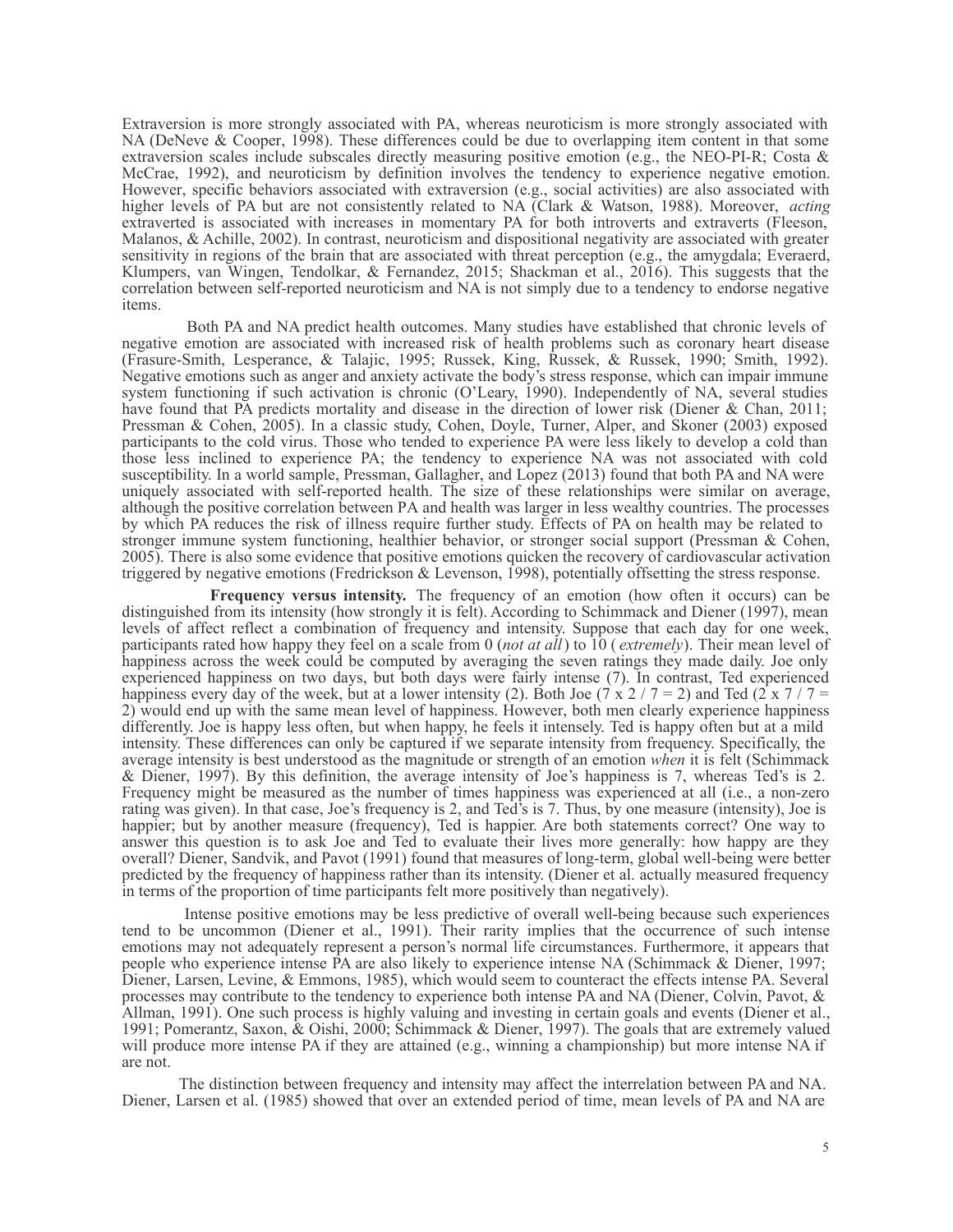Extraversion is more strongly associated with PA, whereas neuroticism is more strongly associated with NA (DeNeve & Cooper, 1998). These differences could be due to overlapping item content in that some extraversion scales include subscales directly measuring positive emotion (e.g., the NEO-PI-R; Costa & McCrae, 1992), and neuroticism by definition involves the tendency to experience negative emotion. However, specific behaviors associated with extraversion (e.g., social activities) are also associated with higher levels of PA but are not consistently related to NA (Clark & Watson, 1988). Moreover, *acting* extraverted is associated with increases in momentary PA for both introverts and extraverts (Fleeson, Malanos, & Achille, 2002). In contrast, neuroticism and dispositional negativity are associated with greater sensitivity in regions of the brain that are associated with threat perception (e.g., the amygdala; Everaerd, Klumpers, van Wingen, Tendolkar, & Fernandez, 2015; Shackman et al., 2016). This suggests that the correlation between self-reported neuroticism and NA is not simply due to a tendency to endorse negative items.

Both PA and NA predict health outcomes. Many studies have established that chronic levels of negative emotion are associated with increased risk of health problems such as coronary heart disease (Frasure-Smith, Lesperance, & Talajic, 1995; Russek, King, Russek, & Russek, 1990; Smith, 1992). Negative emotions such as anger and anxiety activate the body's stress response, which can impair immune system functioning if such activation is chronic (O'Leary, 1990). Independently of NA, several studies have found that PA predicts mortality and disease in the direction of lower risk (Diener & Chan, 2011; Pressman & Cohen, 2005). In a classic study, Cohen, Doyle, Turner, Alper, and Skoner (2003) exposed participants to the cold virus. Those who tended to experience PA were less likely to develop a cold than those less inclined to experience PA; the tendency to experience NA was not associated with cold susceptibility. In a world sample, Pressman, Gallagher, and Lopez (2013) found that both PA and NA were uniquely associated with self-reported health. The size of these relationships were similar on average, although the positive correlation between PA and health was larger in less wealthy countries. The processes by which PA reduces the risk of illness require further study. Effects of PA on health may be related to stronger immune system functioning, healthier behavior, or stronger social support (Pressman & Cohen, 2005). There is also some evidence that positive emotions quicken the recovery of cardiovascular activation triggered by negative emotions (Fredrickson & Levenson, 1998), potentially offsetting the stress response.

**Frequency versus intensity.** The frequency of an emotion (how often it occurs) can be distinguished from its intensity (how strongly it is felt). According to Schimmack and Diener (1997), mean levels of affect reflect a combination of frequency and intensity. Suppose that each day for one week, participants rated how happy they feel on a scale from 0 (*not at all*) to 10 (*extremely*). Their mean level of happiness across the week could be computed by averaging the seven ratings they made daily. Joe only experienced happiness on two days, but both days were fairly intense (7). In contrast, Ted experienced happiness every day of the week, but at a lower intensity (2). Both Joe ($7 \times 2 / 7 = 2$) and Ted ($2 \times 7 / 7 = 2$) would end up with the same mean level of happiness. However, both men clearly experience happiness differently. Joe is happy less often, but when happy, he feels it intensely. Ted is happy often but at a mild intensity. These differences can only be captured if we separate intensity from frequency. Specifically, the average intensity is best understood as the magnitude or strength of an emotion *when* it is felt (Schimmack & Diener, 1997). By this definition, the average intensity of Joe's happiness is 7, whereas Ted's is 2. Frequency might be measured as the number of times happiness was experienced at all (i.e., a non-zero rating was given). In that case, Joe's frequency is 2, and Ted's is 7. Thus, by one measure (intensity), Joe is happier; but by another measure (frequency), Ted is happier. Are both statements correct? One way to answer this question is to ask Joe and Ted to evaluate their lives more generally: how happy are they overall? Diener, Sandvik, and Pavot (1991) found that measures of long-term, global well-being were better predicted by the frequency of happiness rather than its intensity. (Diener et al. actually measured frequency in terms of the proportion of time participants felt more positively than negatively).

Intense positive emotions may be less predictive of overall well-being because such experiences tend to be uncommon (Diener et al., 1991). Their rarity implies that the occurrence of such intense emotions may not adequately represent a person's normal life circumstances. Furthermore, it appears that people who experience intense PA are also likely to experience intense NA (Schimmack & Diener, 1997; Diener, Larsen, Levine, & Emmons, 1985), which would seem to counteract the effects intense PA. Several processes may contribute to the tendency to experience both intense PA and NA (Diener, Colvin, Pavot, & Allman, 1991). One such process is highly valuing and investing in certain goals and events (Diener et al., 1991; Pomerantz, Saxon, & Oishi, 2000; Schimmack & Diener, 1997). The goals that are extremely valued will produce more intense PA if they are attained (e.g., winning a championship) but more intense NA if are not.

The distinction between frequency and intensity may affect the interrelation between PA and NA. Diener, Larsen et al. (1985) showed that over an extended period of time, mean levels of PA and NA are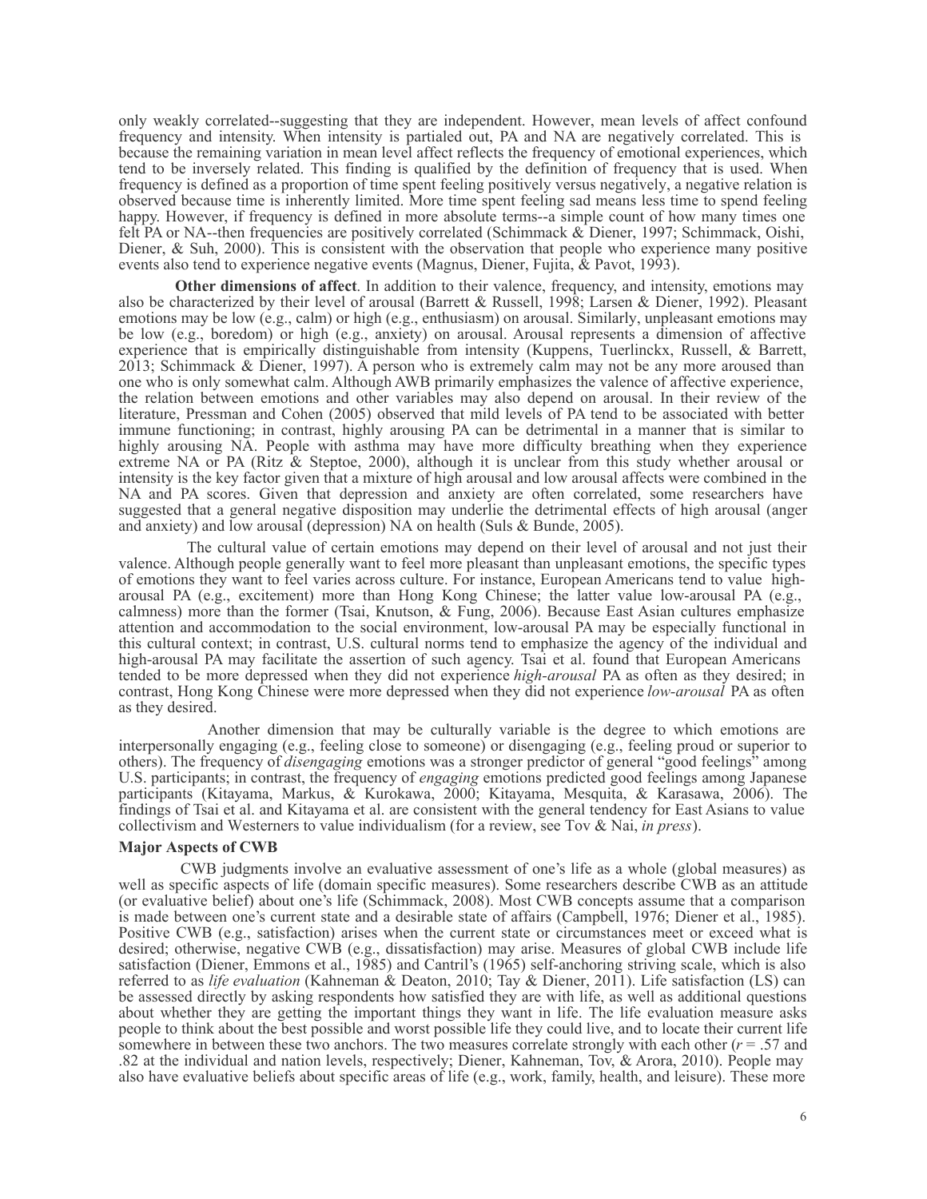only weakly correlated--suggesting that they are independent. However, mean levels of affect confound frequency and intensity. When intensity is partialed out, PA and NA are negatively correlated. This is because the remaining variation in mean level affect reflects the frequency of emotional experiences, which tend to be inversely related. This finding is qualified by the definition of frequency that is used. When frequency is defined as a proportion of time spent feeling positively versus negatively, a negative relation is observed because time is inherently limited. More time spent feeling sad means less time to spend feeling happy. However, if frequency is defined in more absolute terms--a simple count of how many times one felt PA or NA--then frequencies are positively correlated (Schimmack & Diener, 1997; Schimmack, Oishi, Diener, & Suh, 2000). This is consistent with the observation that people who experience many positive events also tend to experience negative events (Magnus, Diener, Fujita, & Pavot, 1993).

**Other dimensions of affect**. In addition to their valence, frequency, and intensity, emotions may also be characterized by their level of arousal (Barrett & Russell, 1998; Larsen & Diener, 1992). Pleasant emotions may be low (e.g., calm) or high (e.g., enthusiasm) on arousal. Similarly, unpleasant emotions may be low (e.g., boredom) or high (e.g., anxiety) on arousal. Arousal represents a dimension of affective experience that is empirically distinguishable from intensity (Kuppens, Tuerlinckx, Russell, & Barrett, 2013; Schimmack & Diener, 1997). A person who is extremely calm may not be any more aroused than one who is only somewhat calm. Although AWB primarily emphasizes the valence of affective experience, the relation between emotions and other variables may also depend on arousal. In their review of the literature, Pressman and Cohen (2005) observed that mild levels of PA tend to be associated with better immune functioning; in contrast, highly arousing PA can be detrimental in a manner that is similar to highly arousing NA. People with asthma may have more difficulty breathing when they experience extreme NA or PA (Ritz & Steptoe, 2000), although it is unclear from this study whether arousal or intensity is the key factor given that a mixture of high arousal and low arousal affects were combined in the NA and PA scores. Given that depression and anxiety are often correlated, some researchers have suggested that a general negative disposition may underlie the detrimental effects of high arousal (anger and anxiety) and low arousal (depression) NA on health (Suls & Bunde, 2005).

The cultural value of certain emotions may depend on their level of arousal and not just their valence. Although people generally want to feel more pleasant than unpleasant emotions, the specific types of emotions they want to feel varies across culture. For instance, European Americans tend to value high-arousal PA (e.g., excitement) more than Hong Kong Chinese; the latter value low-arousal PA (e.g., calmness) more than the former (Tsai, Knutson, & Fung, 2006). Because East Asian cultures emphasize attention and accommodation to the social environment, low-arousal PA may be especially functional in this cultural context; in contrast, U.S. cultural norms tend to emphasize the agency of the individual and high-arousal PA may facilitate the assertion of such agency. Tsai et al. found that European Americans tended to be more depressed when they did not experience *high-arousal* PA as often as they desired; in contrast, Hong Kong Chinese were more depressed when they did not experience *low-arousal* PA as often as they desired.

Another dimension that may be culturally variable is the degree to which emotions are interpersonally engaging (e.g., feeling close to someone) or disengaging (e.g., feeling proud or superior to others). The frequency of *disengaging* emotions was a stronger predictor of general "good feelings" among U.S. participants; in contrast, the frequency of *engaging* emotions predicted good feelings among Japanese participants (Kitayama, Markus, & Kurokawa, 2000; Kitayama, Mesquita, & Karasawa, 2006). The findings of Tsai et al. and Kitayama et al. are consistent with the general tendency for East Asians to value collectivism and Westerners to value individualism (for a review, see Tov & Nai, *in press*).

**Major Aspects of CWB**

CWB judgments involve an evaluative assessment of one's life as a whole (global measures) as well as specific aspects of life (domain specific measures). Some researchers describe CWB as an attitude (or evaluative belief) about one's life (Schimmack, 2008). Most CWB concepts assume that a comparison is made between one's current state and a desirable state of affairs (Campbell, 1976; Diener et al., 1985). Positive CWB (e.g., satisfaction) arises when the current state or circumstances meet or exceed what is desired; otherwise, negative CWB (e.g., dissatisfaction) may arise. Measures of global CWB include life satisfaction (Diener, Emmons et al., 1985) and Cantril's (1965) self-anchoring striving scale, which is also referred to as *life evaluation* (Kahneman & Deaton, 2010; Tay & Diener, 2011). Life satisfaction (LS) can be assessed directly by asking respondents how satisfied they are with life, as well as additional questions about whether they are getting the important things they want in life. The life evaluation measure asks people to think about the best possible and worst possible life they could live, and to locate their current life somewhere in between these two anchors. The two measures correlate strongly with each other ($r$ = .57 and .82 at the individual and nation levels, respectively; Diener, Kahneman, Tov, & Arora, 2010). People may also have evaluative beliefs about specific areas of life (e.g., work, family, health, and leisure). These more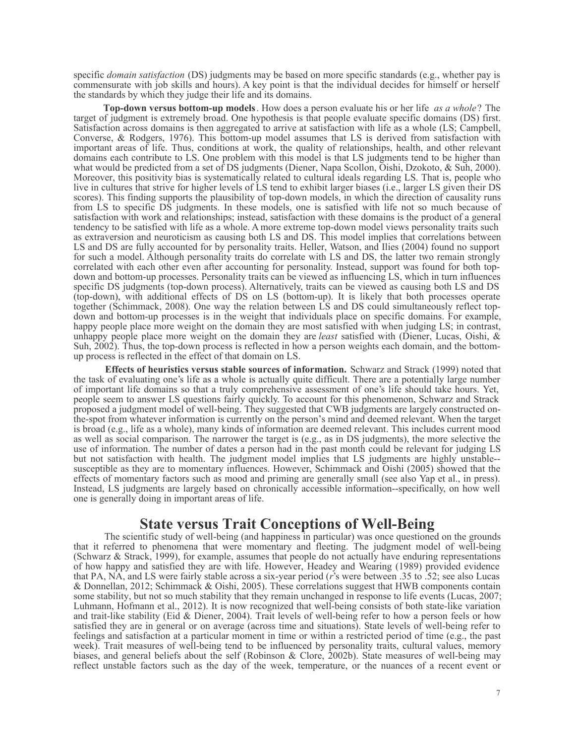specific *domain satisfaction* (DS) judgments may be based on more specific standards (e.g., whether pay is commensurate with job skills and hours). A key point is that the individual decides for himself or herself the standards by which they judge their life and its domains.

**Top-down versus bottom-up models**. How does a person evaluate his or her life *as a whole*? The target of judgment is extremely broad. One hypothesis is that people evaluate specific domains (DS) first. Satisfaction across domains is then aggregated to arrive at satisfaction with life as a whole (LS; Campbell, Converse, & Rodgers, 1976). This bottom-up model assumes that LS is derived from satisfaction with important areas of life. Thus, conditions at work, the quality of relationships, health, and other relevant domains each contribute to LS. One problem with this model is that LS judgments tend to be higher than what would be predicted from a set of DS judgments (Diener, Napa Scollon, Oishi, Dzokoto, & Suh, 2000). Moreover, this positivity bias is systematically related to cultural ideals regarding LS. That is, people who live in cultures that strive for higher levels of LS tend to exhibit larger biases (i.e., larger LS given their DS scores). This finding supports the plausibility of top-down models, in which the direction of causality runs from LS to specific DS judgments. In these models, one is satisfied with life not so much because of satisfaction with work and relationships; instead, satisfaction with these domains is the product of a general tendency to be satisfied with life as a whole. A more extreme top-down model views personality traits such as extraversion and neuroticism as causing both LS and DS. This model implies that correlations between LS and DS are fully accounted for by personality traits. Heller, Watson, and Ilies (2004) found no support for such a model. Although personality traits do correlate with LS and DS, the latter two remain strongly correlated with each other even after accounting for personality. Instead, support was found for both top-down and bottom-up processes. Personality traits can be viewed as influencing LS, which in turn influences specific DS judgments (top-down process). Alternatively, traits can be viewed as causing both LS and DS (top-down), with additional effects of DS on LS (bottom-up). It is likely that both processes operate together (Schimmack, 2008). One way the relation between LS and DS could simultaneously reflect top-down and bottom-up processes is in the weight that individuals place on specific domains. For example, happy people place more weight on the domain they are most satisfied with when judging LS; in contrast, unhappy people place more weight on the domain they are *least* satisfied with (Diener, Lucas, Oishi, & Suh, 2002). Thus, the top-down process is reflected in how a person weights each domain, and the bottom-up process is reflected in the effect of that domain on LS.

**Effects of heuristics versus stable sources of information.** Schwarz and Strack (1999) noted that the task of evaluating one's life as a whole is actually quite difficult. There are a potentially large number of important life domains so that a truly comprehensive assessment of one's life should take hours. Yet, people seem to answer LS questions fairly quickly. To account for this phenomenon, Schwarz and Strack proposed a judgment model of well-being. They suggested that CWB judgments are largely constructed on-the-spot from whatever information is currently on the person's mind and deemed relevant. When the target is broad (e.g., life as a whole), many kinds of information are deemed relevant. This includes current mood as well as social comparison. The narrower the target is (e.g., as in DS judgments), the more selective the use of information. The number of dates a person had in the past month could be relevant for judging LS but not satisfaction with health. The judgment model implies that LS judgments are highly unstable--susceptible as they are to momentary influences. However, Schimmack and Oishi (2005) showed that the effects of momentary factors such as mood and priming are generally small (see also Yap et al., in press). Instead, LS judgments are largely based on chronically accessible information--specifically, on how well one is generally doing in important areas of life.

## State versus Trait Conceptions of Well-Being

The scientific study of well-being (and happiness in particular) was once questioned on the grounds that it referred to phenomena that were momentary and fleeting. The judgment model of well-being (Schwarz & Strack, 1999), for example, assumes that people do not actually have enduring representations of how happy and satisfied they are with life. However, Headey and Wearing (1989) provided evidence that PA, NA, and LS were fairly stable across a six-year period (*r*'s were between .35 to .52; see also Lucas & Donnellan, 2012; Schimmack & Oishi, 2005). These correlations suggest that HWB components contain some stability, but not so much stability that they remain unchanged in response to life events (Lucas, 2007; Luhmann, Hofmann et al., 2012). It is now recognized that well-being consists of both state-like variation and trait-like stability (Eid & Diener, 2004). Trait levels of well-being refer to how a person feels or how satisfied they are in general or on average (across time and situations). State levels of well-being refer to feelings and satisfaction at a particular moment in time or within a restricted period of time (e.g., the past week). Trait measures of well-being tend to be influenced by personality traits, cultural values, memory biases, and general beliefs about the self (Robinson & Clore, 2002b). State measures of well-being may reflect unstable factors such as the day of the week, temperature, or the nuances of a recent event or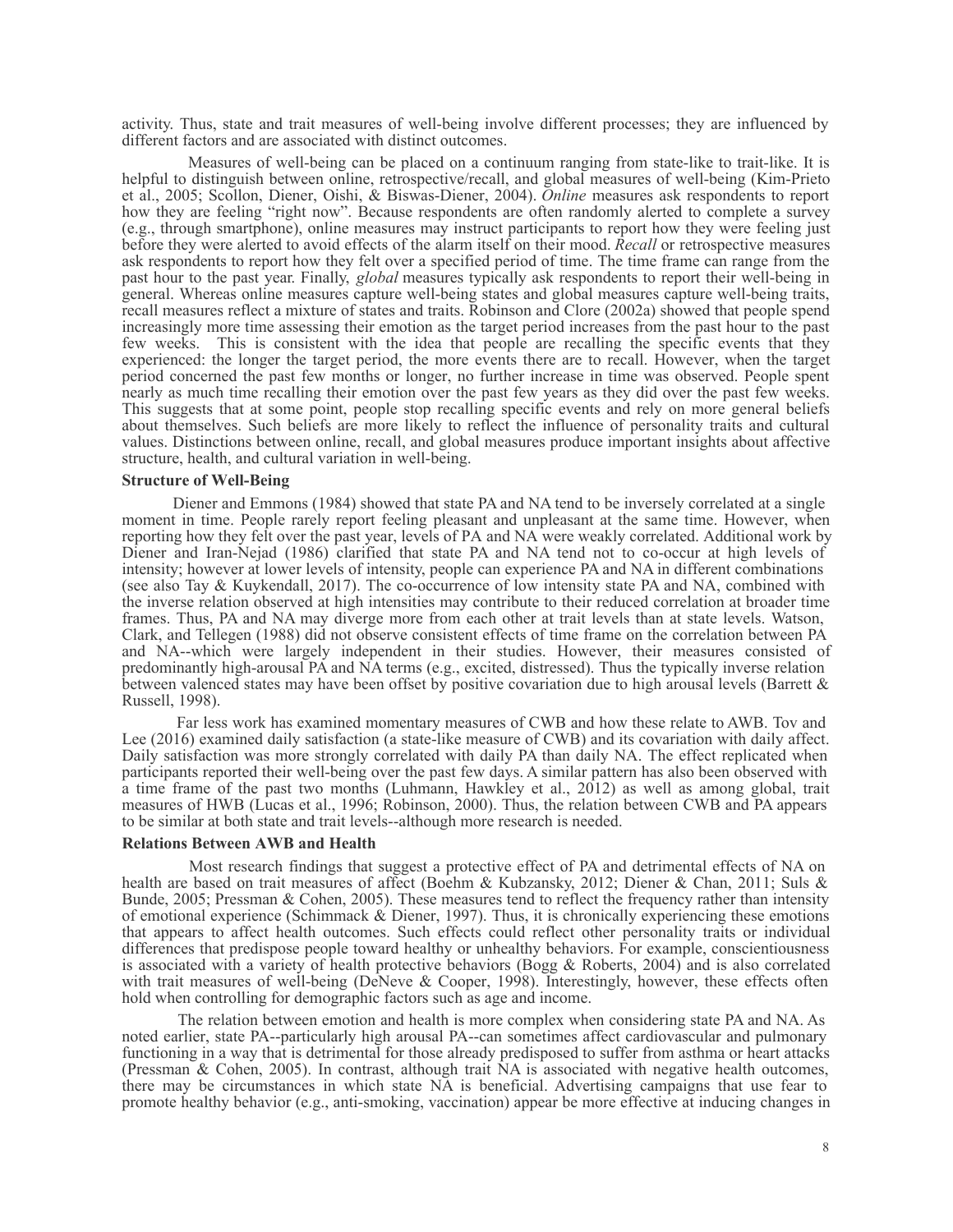activity. Thus, state and trait measures of well-being involve different processes; they are influenced by different factors and are associated with distinct outcomes.

Measures of well-being can be placed on a continuum ranging from state-like to trait-like. It is helpful to distinguish between online, retrospective/recall, and global measures of well-being (Kim-Prieto et al., 2005; Scollon, Diener, Oishi, & Biswas-Diener, 2004). *Online* measures ask respondents to report how they are feeling "right now". Because respondents are often randomly alerted to complete a survey (e.g., through smartphone), online measures may instruct participants to report how they were feeling just before they were alerted to avoid effects of the alarm itself on their mood. *Recall* or retrospective measures ask respondents to report how they felt over a specified period of time. The time frame can range from the past hour to the past year. Finally, *global* measures typically ask respondents to report their well-being in general. Whereas online measures capture well-being states and global measures capture well-being traits, recall measures reflect a mixture of states and traits. Robinson and Clore (2002a) showed that people spend increasingly more time assessing their emotion as the target period increases from the past hour to the past few weeks. This is consistent with the idea that people are recalling the specific events that they experienced: the longer the target period, the more events there are to recall. However, when the target period concerned the past few months or longer, no further increase in time was observed. People spent nearly as much time recalling their emotion over the past few years as they did over the past few weeks. This suggests that at some point, people stop recalling specific events and rely on more general beliefs about themselves. Such beliefs are more likely to reflect the influence of personality traits and cultural values. Distinctions between online, recall, and global measures produce important insights about affective structure, health, and cultural variation in well-being.

**Structure of Well-Being**

Diener and Emmons (1984) showed that state PA and NA tend to be inversely correlated at a single moment in time. People rarely report feeling pleasant and unpleasant at the same time. However, when reporting how they felt over the past year, levels of PA and NA were weakly correlated. Additional work by Diener and Iran-Nejad (1986) clarified that state PA and NA tend not to co-occur at high levels of intensity; however at lower levels of intensity, people can experience PA and NA in different combinations (see also Tay & Kuykendall, 2017). The co-occurrence of low intensity state PA and NA, combined with the inverse relation observed at high intensities may contribute to their reduced correlation at broader time frames. Thus, PA and NA may diverge more from each other at trait levels than at state levels. Watson, Clark, and Tellegen (1988) did not observe consistent effects of time frame on the correlation between PA and NA--which were largely independent in their studies. However, their measures consisted of predominantly high-arousal PA and NA terms (e.g., excited, distressed). Thus the typically inverse relation between valenced states may have been offset by positive covariation due to high arousal levels (Barrett & Russell, 1998).

Far less work has examined momentary measures of CWB and how these relate to AWB. Tov and Lee (2016) examined daily satisfaction (a state-like measure of CWB) and its covariation with daily affect. Daily satisfaction was more strongly correlated with daily PA than daily NA. The effect replicated when participants reported their well-being over the past few days. A similar pattern has also been observed with a time frame of the past two months (Luhmann, Hawkley et al., 2012) as well as among global, trait measures of HWB (Lucas et al., 1996; Robinson, 2000). Thus, the relation between CWB and PA appears to be similar at both state and trait levels--although more research is needed.

**Relations Between AWB and Health**

Most research findings that suggest a protective effect of PA and detrimental effects of NA on health are based on trait measures of affect (Boehm & Kubzansky, 2012; Diener & Chan, 2011; Suls & Bunde, 2005; Pressman & Cohen, 2005). These measures tend to reflect the frequency rather than intensity of emotional experience (Schimmack & Diener, 1997). Thus, it is chronically experiencing these emotions that appears to affect health outcomes. Such effects could reflect other personality traits or individual differences that predispose people toward healthy or unhealthy behaviors. For example, conscientiousness is associated with a variety of health protective behaviors (Bogg & Roberts, 2004) and is also correlated with trait measures of well-being (DeNeve & Cooper, 1998). Interestingly, however, these effects often hold when controlling for demographic factors such as age and income.

The relation between emotion and health is more complex when considering state PA and NA. As noted earlier, state PA--particularly high arousal PA--can sometimes affect cardiovascular and pulmonary functioning in a way that is detrimental for those already predisposed to suffer from asthma or heart attacks (Pressman & Cohen, 2005). In contrast, although trait NA is associated with negative health outcomes, there may be circumstances in which state NA is beneficial. Advertising campaigns that use fear to promote healthy behavior (e.g., anti-smoking, vaccination) appear be more effective at inducing changes in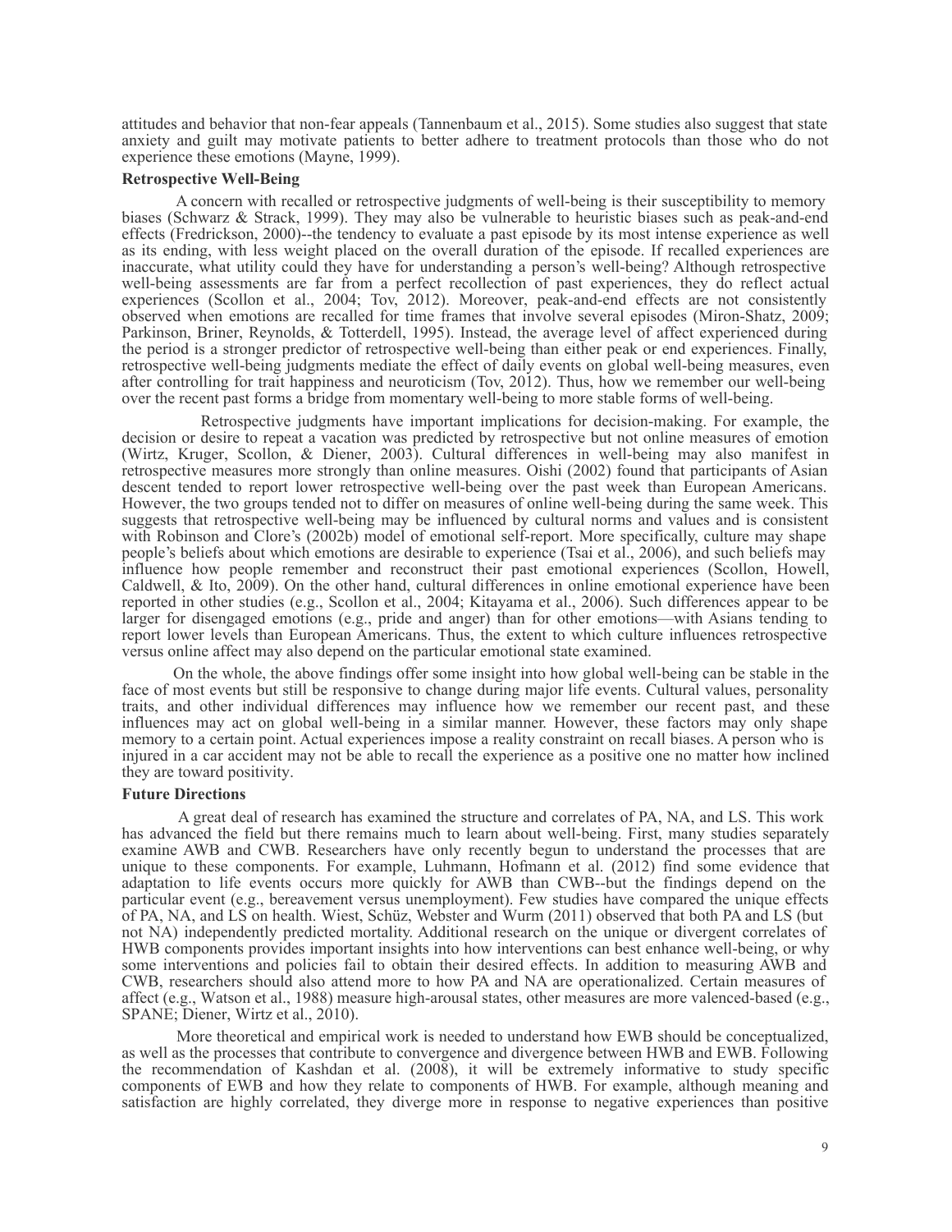attitudes and behavior that non-fear appeals (Tannenbaum et al., 2015). Some studies also suggest that state anxiety and guilt may motivate patients to better adhere to treatment protocols than those who do not experience these emotions (Mayne, 1999).

### Retrospective Well-Being

A concern with recalled or retrospective judgments of well-being is their susceptibility to memory biases (Schwarz & Strack, 1999). They may also be vulnerable to heuristic biases such as peak-and-end effects (Fredrickson, 2000)--the tendency to evaluate a past episode by its most intense experience as well as its ending, with less weight placed on the overall duration of the episode. If recalled experiences are inaccurate, what utility could they have for understanding a person's well-being? Although retrospective well-being assessments are far from a perfect recollection of past experiences, they do reflect actual experiences (Scollon et al., 2004; Tov, 2012). Moreover, peak-and-end effects are not consistently observed when emotions are recalled for time frames that involve several episodes (Miron-Shatz, 2009; Parkinson, Briner, Reynolds, & Totterdell, 1995). Instead, the average level of affect experienced during the period is a stronger predictor of retrospective well-being than either peak or end experiences. Finally, retrospective well-being judgments mediate the effect of daily events on global well-being measures, even after controlling for trait happiness and neuroticism (Tov, 2012). Thus, how we remember our well-being over the recent past forms a bridge from momentary well-being to more stable forms of well-being.

Retrospective judgments have important implications for decision-making. For example, the decision or desire to repeat a vacation was predicted by retrospective but not online measures of emotion (Wirtz, Kruger, Scollon, & Diener, 2003). Cultural differences in well-being may also manifest in retrospective measures more strongly than online measures. Oishi (2002) found that participants of Asian descent tended to report lower retrospective well-being over the past week than European Americans. However, the two groups tended not to differ on measures of online well-being during the same week. This suggests that retrospective well-being may be influenced by cultural norms and values and is consistent with Robinson and Clore's (2002b) model of emotional self-report. More specifically, culture may shape people's beliefs about which emotions are desirable to experience (Tsai et al., 2006), and such beliefs may influence how people remember and reconstruct their past emotional experiences (Scollon, Howell, Caldwell, & Ito, 2009). On the other hand, cultural differences in online emotional experience have been reported in other studies (e.g., Scollon et al., 2004; Kitayama et al., 2006). Such differences appear to be larger for disengaged emotions (e.g., pride and anger) than for other emotions—with Asians tending to report lower levels than European Americans. Thus, the extent to which culture influences retrospective versus online affect may also depend on the particular emotional state examined.

On the whole, the above findings offer some insight into how global well-being can be stable in the face of most events but still be responsive to change during major life events. Cultural values, personality traits, and other individual differences may influence how we remember our recent past, and these influences may act on global well-being in a similar manner. However, these factors may only shape memory to a certain point. Actual experiences impose a reality constraint on recall biases. A person who is injured in a car accident may not be able to recall the experience as a positive one no matter how inclined they are toward positivity.

### Future Directions

A great deal of research has examined the structure and correlates of PA, NA, and LS. This work has advanced the field but there remains much to learn about well-being. First, many studies separately examine AWB and CWB. Researchers have only recently begun to understand the processes that are unique to these components. For example, Luhmann, Hofmann et al. (2012) find some evidence that adaptation to life events occurs more quickly for AWB than CWB--but the findings depend on the particular event (e.g., bereavement versus unemployment). Few studies have compared the unique effects of PA, NA, and LS on health. Wiest, Schüz, Webster and Wurm (2011) observed that both PA and LS (but not NA) independently predicted mortality. Additional research on the unique or divergent correlates of HWB components provides important insights into how interventions can best enhance well-being, or why some interventions and policies fail to obtain their desired effects. In addition to measuring AWB and CWB, researchers should also attend more to how PA and NA are operationalized. Certain measures of affect (e.g., Watson et al., 1988) measure high-arousal states, other measures are more valenced-based (e.g., SPANE; Diener, Wirtz et al., 2010).

More theoretical and empirical work is needed to understand how EWB should be conceptualized, as well as the processes that contribute to convergence and divergence between HWB and EWB. Following the recommendation of Kashdan et al. (2008), it will be extremely informative to study specific components of EWB and how they relate to components of HWB. For example, although meaning and satisfaction are highly correlated, they diverge more in response to negative experiences than positive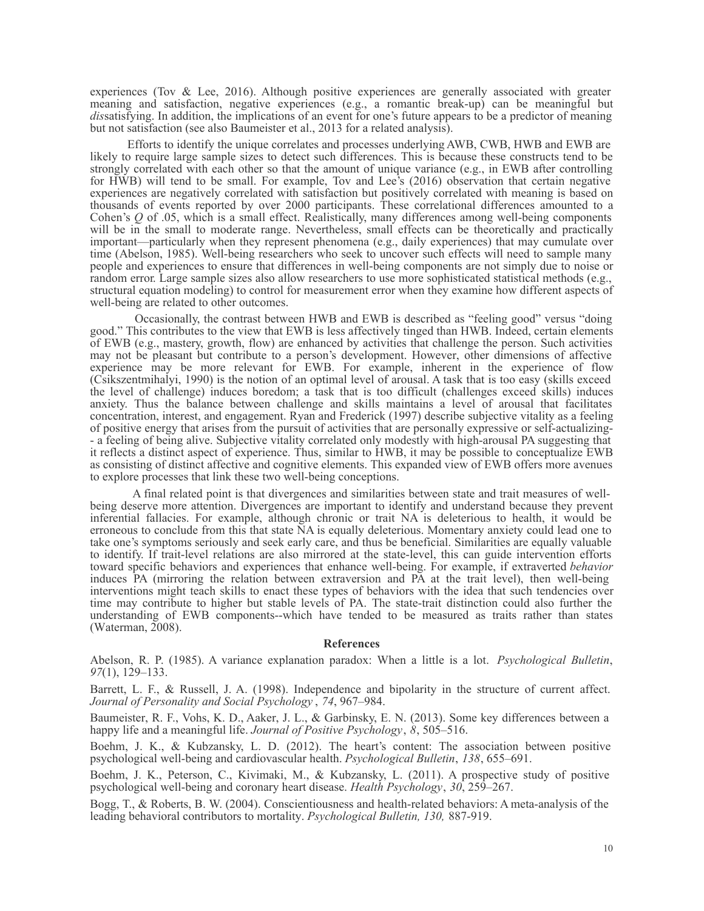experiences (Tov & Lee, 2016). Although positive experiences are generally associated with greater meaning and satisfaction, negative experiences (e.g., a romantic break-up) can be meaningful but *dis*satisfying. In addition, the implications of an event for one's future appears to be a predictor of meaning but not satisfaction (see also Baumeister et al., 2013 for a related analysis).

Efforts to identify the unique correlates and processes underlying AWB, CWB, HWB and EWB are likely to require large sample sizes to detect such differences. This is because these constructs tend to be strongly correlated with each other so that the amount of unique variance (e.g., in EWB after controlling for HWB) will tend to be small. For example, Tov and Lee's (2016) observation that certain negative experiences are negatively correlated with satisfaction but positively correlated with meaning is based on thousands of events reported by over 2000 participants. These correlational differences amounted to a Cohen's *Q* of .05, which is a small effect. Realistically, many differences among well-being components will be in the small to moderate range. Nevertheless, small effects can be theoretically and practically important—particularly when they represent phenomena (e.g., daily experiences) that may cumulate over time (Abelson, 1985). Well-being researchers who seek to uncover such effects will need to sample many people and experiences to ensure that differences in well-being components are not simply due to noise or random error. Large sample sizes also allow researchers to use more sophisticated statistical methods (e.g., structural equation modeling) to control for measurement error when they examine how different aspects of well-being are related to other outcomes.

Occasionally, the contrast between HWB and EWB is described as "feeling good" versus "doing good." This contributes to the view that EWB is less affectively tinged than HWB. Indeed, certain elements of EWB (e.g., mastery, growth, flow) are enhanced by activities that challenge the person. Such activities may not be pleasant but contribute to a person's development. However, other dimensions of affective experience may be more relevant for EWB. For example, inherent in the experience of flow (Csikszentmihalyi, 1990) is the notion of an optimal level of arousal. A task that is too easy (skills exceed the level of challenge) induces boredom; a task that is too difficult (challenges exceed skills) induces anxiety. Thus the balance between challenge and skills maintains a level of arousal that facilitates concentration, interest, and engagement. Ryan and Frederick (1997) describe subjective vitality as a feeling of positive energy that arises from the pursuit of activities that are personally expressive or self-actualizing-- a feeling of being alive. Subjective vitality correlated only modestly with high-arousal PA suggesting that it reflects a distinct aspect of experience. Thus, similar to HWB, it may be possible to conceptualize EWB as consisting of distinct affective and cognitive elements. This expanded view of EWB offers more avenues to explore processes that link these two well-being conceptions.

A final related point is that divergences and similarities between state and trait measures of well-being deserve more attention. Divergences are important to identify and understand because they prevent inferential fallacies. For example, although chronic or trait NA is deleterious to health, it would be erroneous to conclude from this that state NA is equally deleterious. Momentary anxiety could lead one to take one's symptoms seriously and seek early care, and thus be beneficial. Similarities are equally valuable to identify. If trait-level relations are also mirrored at the state-level, this can guide intervention efforts toward specific behaviors and experiences that enhance well-being. For example, if extraverted *behavior* induces PA (mirroring the relation between extraversion and PA at the trait level), then well-being interventions might teach skills to enact these types of behaviors with the idea that such tendencies over time may contribute to higher but stable levels of PA. The state-trait distinction could also further the understanding of EWB components--which have tended to be measured as traits rather than states (Waterman, 2008).

## References

Abelson, R. P. (1985). A variance explanation paradox: When a little is a lot. *Psychological Bulletin*, *97*(1), 129–133.

Barrett, L. F., & Russell, J. A. (1998). Independence and bipolarity in the structure of current affect. *Journal of Personality and Social Psychology*, *74*, 967–984.

Baumeister, R. F., Vohs, K. D., Aaker, J. L., & Garbinsky, E. N. (2013). Some key differences between a happy life and a meaningful life. *Journal of Positive Psychology*, *8*, 505–516.

Boehm, J. K., & Kubzansky, L. D. (2012). The heart's content: The association between positive psychological well-being and cardiovascular health. *Psychological Bulletin*, *138*, 655–691.

Boehm, J. K., Peterson, C., Kivimaki, M., & Kubzansky, L. (2011). A prospective study of positive psychological well-being and coronary heart disease. *Health Psychology*, *30*, 259–267.

Bogg, T., & Roberts, B. W. (2004). Conscientiousness and health-related behaviors: A meta-analysis of the leading behavioral contributors to mortality. *Psychological Bulletin, 130,* 887-919.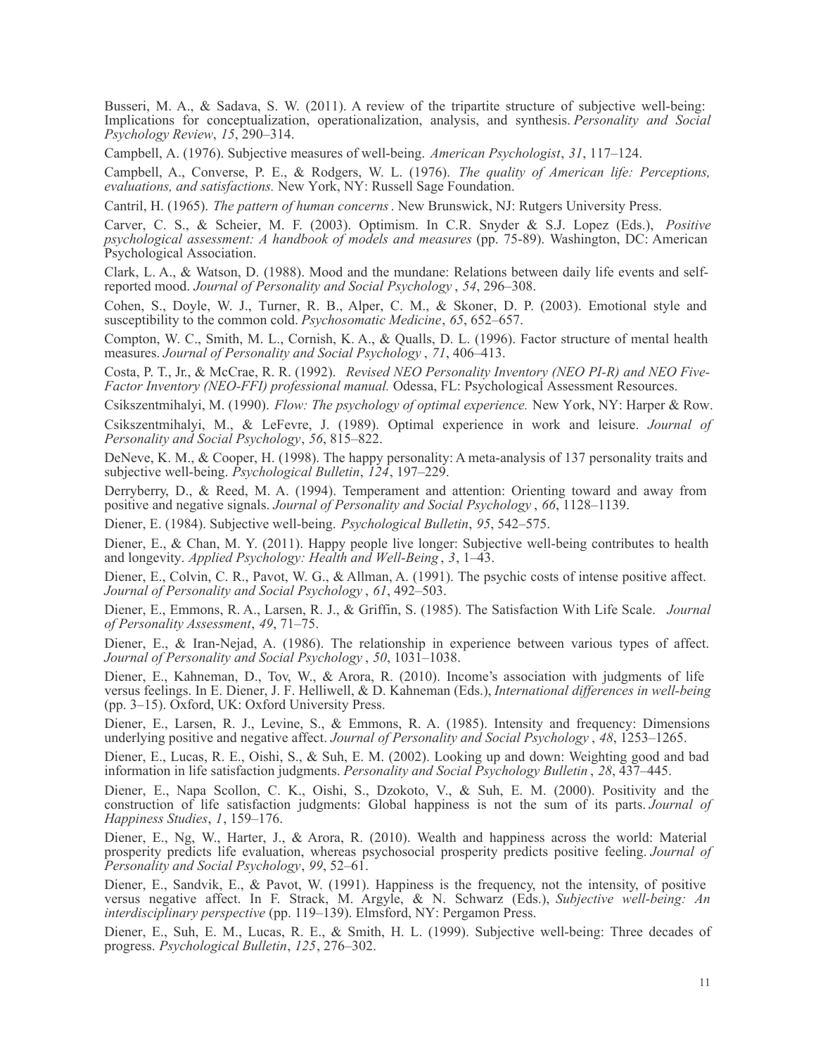Busseri, M. A., & Sadava, S. W. (2011). A review of the tripartite structure of subjective well-being: Implications for conceptualization, operationalization, analysis, and synthesis. *Personality and Social Psychology Review*, *15*, 290–314.

Campbell, A. (1976). Subjective measures of well-being. *American Psychologist*, *31*, 117–124.

Campbell, A., Converse, P. E., & Rodgers, W. L. (1976). *The quality of American life: Perceptions, evaluations, and satisfactions.* New York, NY: Russell Sage Foundation.

Cantril, H. (1965). *The pattern of human concerns*. New Brunswick, NJ: Rutgers University Press.

Carver, C. S., & Scheier, M. F. (2003). Optimism. In C.R. Snyder & S.J. Lopez (Eds.), *Positive psychological assessment: A handbook of models and measures* (pp. 75-89). Washington, DC: American Psychological Association.

Clark, L. A., & Watson, D. (1988). Mood and the mundane: Relations between daily life events and self-reported mood. *Journal of Personality and Social Psychology*, *54*, 296–308.

Cohen, S., Doyle, W. J., Turner, R. B., Alper, C. M., & Skoner, D. P. (2003). Emotional style and susceptibility to the common cold. *Psychosomatic Medicine*, *65*, 652–657.

Compton, W. C., Smith, M. L., Cornish, K. A., & Qualls, D. L. (1996). Factor structure of mental health measures. *Journal of Personality and Social Psychology*, *71*, 406–413.

Costa, P. T., Jr., & McCrae, R. R. (1992). *Revised NEO Personality Inventory (NEO PI-R) and NEO Five-Factor Inventory (NEO-FFI) professional manual.* Odessa, FL: Psychological Assessment Resources.

Csikszentmihalyi, M. (1990). *Flow: The psychology of optimal experience.* New York, NY: Harper & Row.

Csikszentmihalyi, M., & LeFevre, J. (1989). Optimal experience in work and leisure. *Journal of Personality and Social Psychology*, *56*, 815–822.

DeNeve, K. M., & Cooper, H. (1998). The happy personality: A meta-analysis of 137 personality traits and subjective well-being. *Psychological Bulletin*, *124*, 197–229.

Derryberry, D., & Reed, M. A. (1994). Temperament and attention: Orienting toward and away from positive and negative signals. *Journal of Personality and Social Psychology*, *66*, 1128–1139.

Diener, E. (1984). Subjective well-being. *Psychological Bulletin*, *95*, 542–575.

Diener, E., & Chan, M. Y. (2011). Happy people live longer: Subjective well-being contributes to health and longevity. *Applied Psychology: Health and Well-Being*, *3*, 1–43.

Diener, E., Colvin, C. R., Pavot, W. G., & Allman, A. (1991). The psychic costs of intense positive affect. *Journal of Personality and Social Psychology*, *61*, 492–503.

Diener, E., Emmons, R. A., Larsen, R. J., & Griffin, S. (1985). The Satisfaction With Life Scale. *Journal of Personality Assessment*, *49*, 71–75.

Diener, E., & Iran-Nejad, A. (1986). The relationship in experience between various types of affect. *Journal of Personality and Social Psychology*, *50*, 1031–1038.

Diener, E., Kahneman, D., Tov, W., & Arora, R. (2010). Income's association with judgments of life versus feelings. In E. Diener, J. F. Helliwell, & D. Kahneman (Eds.), *International differences in well-being* (pp. 3–15). Oxford, UK: Oxford University Press.

Diener, E., Larsen, R. J., Levine, S., & Emmons, R. A. (1985). Intensity and frequency: Dimensions underlying positive and negative affect. *Journal of Personality and Social Psychology*, *48*, 1253–1265.

Diener, E., Lucas, R. E., Oishi, S., & Suh, E. M. (2002). Looking up and down: Weighting good and bad information in life satisfaction judgments. *Personality and Social Psychology Bulletin*, *28*, 437–445.

Diener, E., Napa Scollon, C. K., Oishi, S., Dzokoto, V., & Suh, E. M. (2000). Positivity and the construction of life satisfaction judgments: Global happiness is not the sum of its parts. *Journal of Happiness Studies*, *1*, 159–176.

Diener, E., Ng, W., Harter, J., & Arora, R. (2010). Wealth and happiness across the world: Material prosperity predicts life evaluation, whereas psychosocial prosperity predicts positive feeling. *Journal of Personality and Social Psychology*, *99*, 52–61.

Diener, E., Sandvik, E., & Pavot, W. (1991). Happiness is the frequency, not the intensity, of positive versus negative affect. In F. Strack, M. Argyle, & N. Schwarz (Eds.), *Subjective well-being: An interdisciplinary perspective* (pp. 119–139). Elmsford, NY: Pergamon Press.

Diener, E., Suh, E. M., Lucas, R. E., & Smith, H. L. (1999). Subjective well-being: Three decades of progress. *Psychological Bulletin*, *125*, 276–302.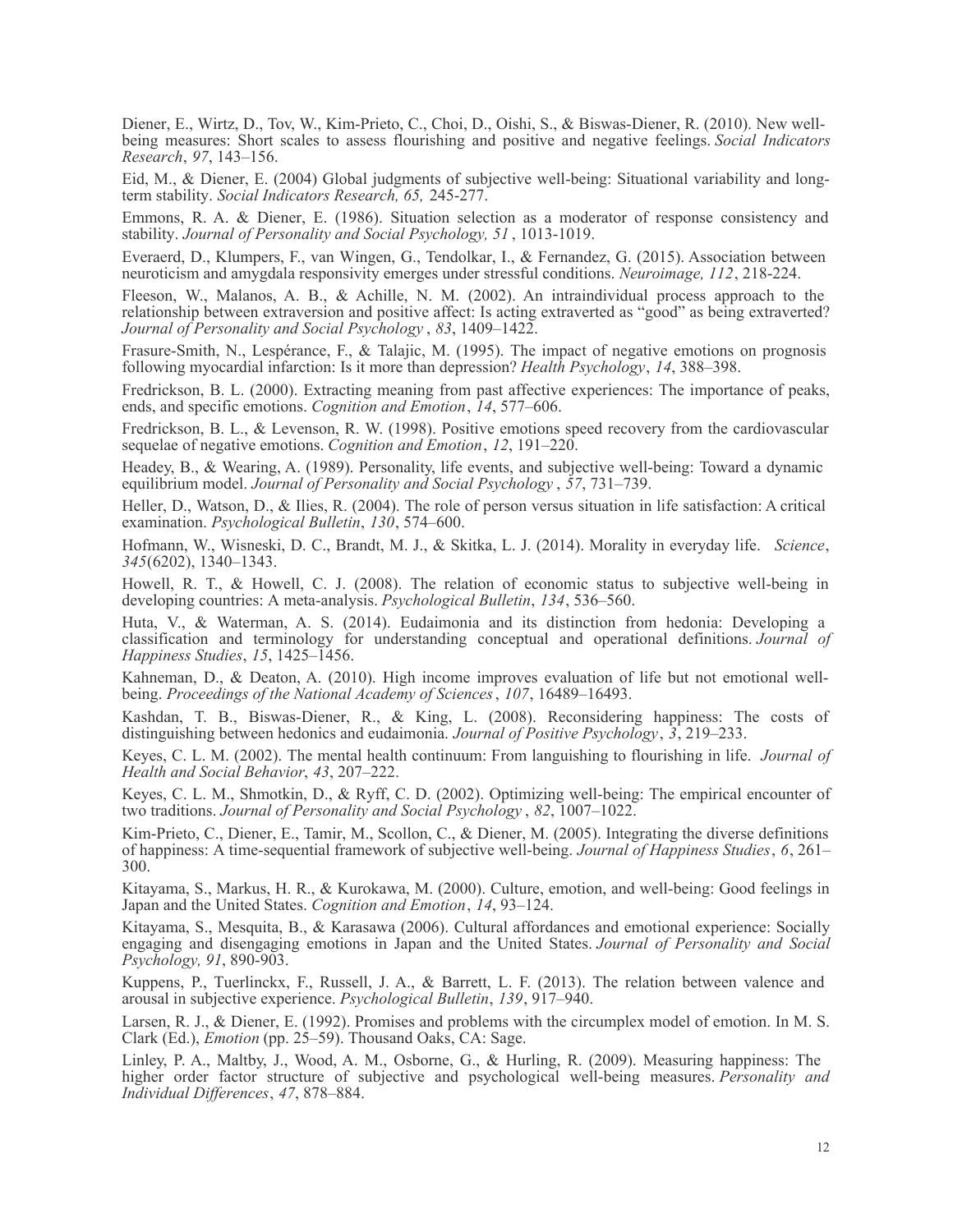Diener, E., Wirtz, D., Tov, W., Kim-Prieto, C., Choi, D., Oishi, S., & Biswas-Diener, R. (2010). New well-being measures: Short scales to assess flourishing and positive and negative feelings. *Social Indicators Research*, *97*, 143–156.

Eid, M., & Diener, E. (2004) Global judgments of subjective well-being: Situational variability and long-term stability. *Social Indicators Research, 65,* 245-277.

Emmons, R. A. & Diener, E. (1986). Situation selection as a moderator of response consistency and stability. *Journal of Personality and Social Psychology, 51* , 1013-1019.

Everaerd, D., Klumpers, F., van Wingen, G., Tendolkar, I., & Fernandez, G. (2015). Association between neuroticism and amygdala responsivity emerges under stressful conditions. *Neuroimage, 112*, 218-224.

Fleeson, W., Malanos, A. B., & Achille, N. M. (2002). An intraindividual process approach to the relationship between extraversion and positive affect: Is acting extraverted as "good" as being extraverted? *Journal of Personality and Social Psychology* , *83*, 1409–1422.

Frasure-Smith, N., Lespérance, F., & Talajic, M. (1995). The impact of negative emotions on prognosis following myocardial infarction: Is it more than depression? *Health Psychology*, *14*, 388–398.

Fredrickson, B. L. (2000). Extracting meaning from past affective experiences: The importance of peaks, ends, and specific emotions. *Cognition and Emotion*, *14*, 577–606.

Fredrickson, B. L., & Levenson, R. W. (1998). Positive emotions speed recovery from the cardiovascular sequelae of negative emotions. *Cognition and Emotion*, *12*, 191–220.

Headey, B., & Wearing, A. (1989). Personality, life events, and subjective well-being: Toward a dynamic equilibrium model. *Journal of Personality and Social Psychology* , *57*, 731–739.

Heller, D., Watson, D., & Ilies, R. (2004). The role of person versus situation in life satisfaction: A critical examination. *Psychological Bulletin*, *130*, 574–600.

Hofmann, W., Wisneski, D. C., Brandt, M. J., & Skitka, L. J. (2014). Morality in everyday life. *Science*, *345*(6202), 1340–1343.

Howell, R. T., & Howell, C. J. (2008). The relation of economic status to subjective well-being in developing countries: A meta-analysis. *Psychological Bulletin*, *134*, 536–560.

Huta, V., & Waterman, A. S. (2014). Eudaimonia and its distinction from hedonia: Developing a classification and terminology for understanding conceptual and operational definitions. *Journal of Happiness Studies*, *15*, 1425–1456.

Kahneman, D., & Deaton, A. (2010). High income improves evaluation of life but not emotional well-being. *Proceedings of the National Academy of Sciences*, *107*, 16489–16493.

Kashdan, T. B., Biswas-Diener, R., & King, L. (2008). Reconsidering happiness: The costs of distinguishing between hedonics and eudaimonia. *Journal of Positive Psychology*, *3*, 219–233.

Keyes, C. L. M. (2002). The mental health continuum: From languishing to flourishing in life. *Journal of Health and Social Behavior*, *43*, 207–222.

Keyes, C. L. M., Shmotkin, D., & Ryff, C. D. (2002). Optimizing well-being: The empirical encounter of two traditions. *Journal of Personality and Social Psychology* , *82*, 1007–1022.

Kim-Prieto, C., Diener, E., Tamir, M., Scollon, C., & Diener, M. (2005). Integrating the diverse definitions of happiness: A time-sequential framework of subjective well-being. *Journal of Happiness Studies*, *6*, 261–300.

Kitayama, S., Markus, H. R., & Kurokawa, M. (2000). Culture, emotion, and well-being: Good feelings in Japan and the United States. *Cognition and Emotion*, *14*, 93–124.

Kitayama, S., Mesquita, B., & Karasawa (2006). Cultural affordances and emotional experience: Socially engaging and disengaging emotions in Japan and the United States. *Journal of Personality and Social Psychology, 91*, 890-903.

Kuppens, P., Tuerlinckx, F., Russell, J. A., & Barrett, L. F. (2013). The relation between valence and arousal in subjective experience. *Psychological Bulletin*, *139*, 917–940.

Larsen, R. J., & Diener, E. (1992). Promises and problems with the circumplex model of emotion. In M. S. Clark (Ed.), *Emotion* (pp. 25–59). Thousand Oaks, CA: Sage.

Linley, P. A., Maltby, J., Wood, A. M., Osborne, G., & Hurling, R. (2009). Measuring happiness: The higher order factor structure of subjective and psychological well-being measures. *Personality and Individual Differences*, *47*, 878–884.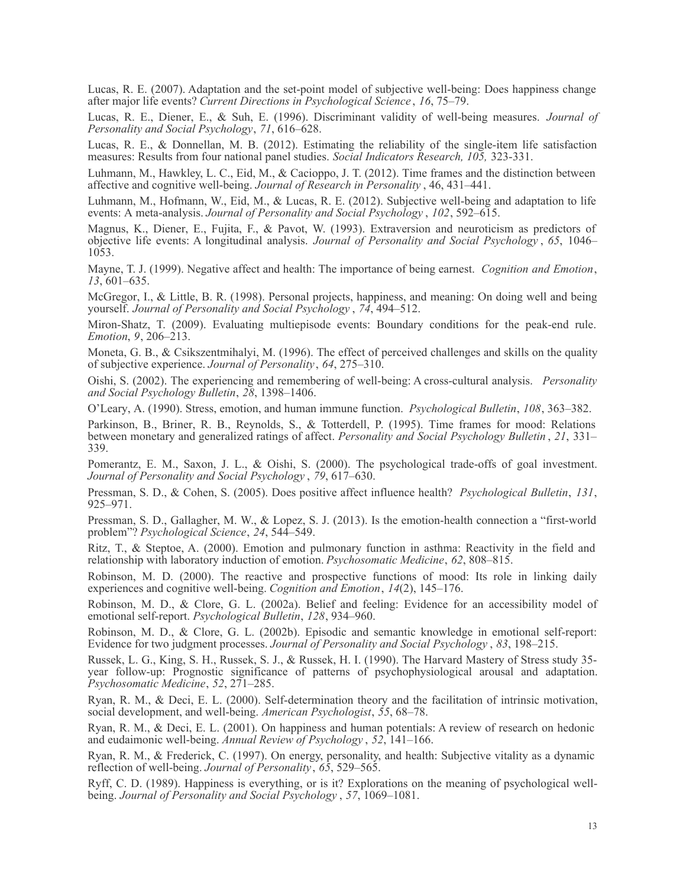Lucas, R. E. (2007). Adaptation and the set-point model of subjective well-being: Does happiness change after major life events? *Current Directions in Psychological Science*, *16*, 75–79.

Lucas, R. E., Diener, E., & Suh, E. (1996). Discriminant validity of well-being measures. *Journal of Personality and Social Psychology*, *71*, 616–628.

Lucas, R. E., & Donnellan, M. B. (2012). Estimating the reliability of the single-item life satisfaction measures: Results from four national panel studies. *Social Indicators Research, 105,* 323-331.

Luhmann, M., Hawkley, L. C., Eid, M., & Cacioppo, J. T. (2012). Time frames and the distinction between affective and cognitive well-being. *Journal of Research in Personality*, 46, 431–441.

Luhmann, M., Hofmann, W., Eid, M., & Lucas, R. E. (2012). Subjective well-being and adaptation to life events: A meta-analysis. *Journal of Personality and Social Psychology*, *102*, 592–615.

Magnus, K., Diener, E., Fujita, F., & Pavot, W. (1993). Extraversion and neuroticism as predictors of objective life events: A longitudinal analysis. *Journal of Personality and Social Psychology*, *65*, 1046–1053.

Mayne, T. J. (1999). Negative affect and health: The importance of being earnest. *Cognition and Emotion*, *13*, 601–635.

McGregor, I., & Little, B. R. (1998). Personal projects, happiness, and meaning: On doing well and being yourself. *Journal of Personality and Social Psychology*, *74*, 494–512.

Miron-Shatz, T. (2009). Evaluating multiepisode events: Boundary conditions for the peak-end rule. *Emotion*, *9*, 206–213.

Moneta, G. B., & Csikszentmihalyi, M. (1996). The effect of perceived challenges and skills on the quality of subjective experience. *Journal of Personality*, *64*, 275–310.

Oishi, S. (2002). The experiencing and remembering of well-being: A cross-cultural analysis. *Personality and Social Psychology Bulletin*, *28*, 1398–1406.

O'Leary, A. (1990). Stress, emotion, and human immune function. *Psychological Bulletin*, *108*, 363–382.

Parkinson, B., Briner, R. B., Reynolds, S., & Totterdell, P. (1995). Time frames for mood: Relations between monetary and generalized ratings of affect. *Personality and Social Psychology Bulletin*, *21*, 331–339.

Pomerantz, E. M., Saxon, J. L., & Oishi, S. (2000). The psychological trade-offs of goal investment. *Journal of Personality and Social Psychology*, *79*, 617–630.

Pressman, S. D., & Cohen, S. (2005). Does positive affect influence health? *Psychological Bulletin*, *131*, 925–971.

Pressman, S. D., Gallagher, M. W., & Lopez, S. J. (2013). Is the emotion-health connection a "first-world problem"? *Psychological Science*, *24*, 544–549.

Ritz, T., & Steptoe, A. (2000). Emotion and pulmonary function in asthma: Reactivity in the field and relationship with laboratory induction of emotion. *Psychosomatic Medicine*, *62*, 808–815.

Robinson, M. D. (2000). The reactive and prospective functions of mood: Its role in linking daily experiences and cognitive well-being. *Cognition and Emotion*, *14*(2), 145–176.

Robinson, M. D., & Clore, G. L. (2002a). Belief and feeling: Evidence for an accessibility model of emotional self-report. *Psychological Bulletin*, *128*, 934–960.

Robinson, M. D., & Clore, G. L. (2002b). Episodic and semantic knowledge in emotional self-report: Evidence for two judgment processes. *Journal of Personality and Social Psychology*, *83*, 198–215.

Russek, L. G., King, S. H., Russek, S. J., & Russek, H. I. (1990). The Harvard Mastery of Stress study 35-year follow-up: Prognostic significance of patterns of psychophysiological arousal and adaptation. *Psychosomatic Medicine*, *52*, 271–285.

Ryan, R. M., & Deci, E. L. (2000). Self-determination theory and the facilitation of intrinsic motivation, social development, and well-being. *American Psychologist*, *55*, 68–78.

Ryan, R. M., & Deci, E. L. (2001). On happiness and human potentials: A review of research on hedonic and eudaimonic well-being. *Annual Review of Psychology*, *52*, 141–166.

Ryan, R. M., & Frederick, C. (1997). On energy, personality, and health: Subjective vitality as a dynamic reflection of well-being. *Journal of Personality*, *65*, 529–565.

Ryff, C. D. (1989). Happiness is everything, or is it? Explorations on the meaning of psychological well-being. *Journal of Personality and Social Psychology*, *57*, 1069–1081.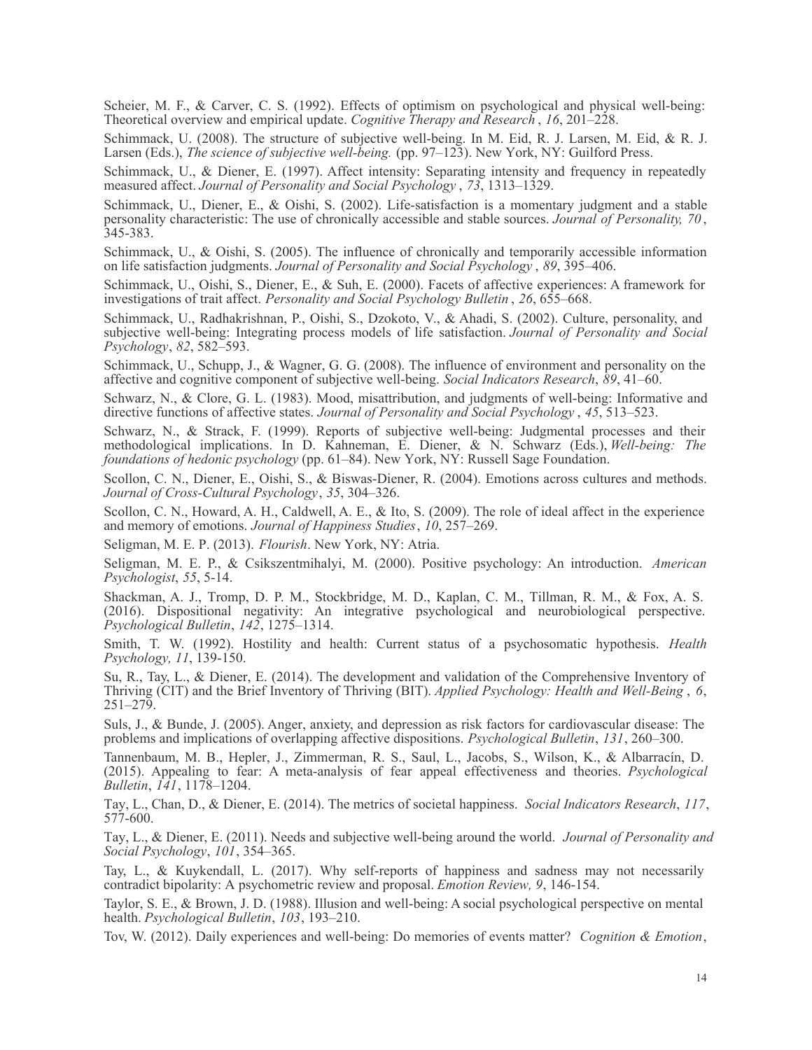Scheier, M. F., & Carver, C. S. (1992). Effects of optimism on psychological and physical well-being: Theoretical overview and empirical update. *Cognitive Therapy and Research* , *16*, 201–228.

Schimmack, U. (2008). The structure of subjective well-being. In M. Eid, R. J. Larsen, M. Eid, & R. J. Larsen (Eds.), *The science of subjective well-being.* (pp. 97–123). New York, NY: Guilford Press.

Schimmack, U., & Diener, E. (1997). Affect intensity: Separating intensity and frequency in repeatedly measured affect. *Journal of Personality and Social Psychology* , *73*, 1313–1329.

Schimmack, U., Diener, E., & Oishi, S. (2002). Life-satisfaction is a momentary judgment and a stable personality characteristic: The use of chronically accessible and stable sources. *Journal of Personality, 70* , 345-383.

Schimmack, U., & Oishi, S. (2005). The influence of chronically and temporarily accessible information on life satisfaction judgments. *Journal of Personality and Social Psychology* , *89*, 395–406.

Schimmack, U., Oishi, S., Diener, E., & Suh, E. (2000). Facets of affective experiences: A framework for investigations of trait affect. *Personality and Social Psychology Bulletin* , *26*, 655–668.

Schimmack, U., Radhakrishnan, P., Oishi, S., Dzokoto, V., & Ahadi, S. (2002). Culture, personality, and subjective well-being: Integrating process models of life satisfaction. *Journal of Personality and Social Psychology*, *82*, 582–593.

Schimmack, U., Schupp, J., & Wagner, G. G. (2008). The influence of environment and personality on the affective and cognitive component of subjective well-being. *Social Indicators Research*, *89*, 41–60.

Schwarz, N., & Clore, G. L. (1983). Mood, misattribution, and judgments of well-being: Informative and directive functions of affective states. *Journal of Personality and Social Psychology* , *45*, 513–523.

Schwarz, N., & Strack, F. (1999). Reports of subjective well-being: Judgmental processes and their methodological implications. In D. Kahneman, E. Diener, & N. Schwarz (Eds.), *Well-being: The foundations of hedonic psychology* (pp. 61–84). New York, NY: Russell Sage Foundation.

Scollon, C. N., Diener, E., Oishi, S., & Biswas-Diener, R. (2004). Emotions across cultures and methods. *Journal of Cross-Cultural Psychology*, *35*, 304–326.

Scollon, C. N., Howard, A. H., Caldwell, A. E., & Ito, S. (2009). The role of ideal affect in the experience and memory of emotions. *Journal of Happiness Studies*, *10*, 257–269.

Seligman, M. E. P. (2013). *Flourish*. New York, NY: Atria.

Seligman, M. E. P., & Csikszentmihalyi, M. (2000). Positive psychology: An introduction. *American Psychologist*, *55*, 5-14.

Shackman, A. J., Tromp, D. P. M., Stockbridge, M. D., Kaplan, C. M., Tillman, R. M., & Fox, A. S. (2016). Dispositional negativity: An integrative psychological and neurobiological perspective. *Psychological Bulletin*, *142*, 1275–1314.

Smith, T. W. (1992). Hostility and health: Current status of a psychosomatic hypothesis. *Health Psychology, 11*, 139-150.

Su, R., Tay, L., & Diener, E. (2014). The development and validation of the Comprehensive Inventory of Thriving (CIT) and the Brief Inventory of Thriving (BIT). *Applied Psychology: Health and Well-Being* , *6*, 251–279.

Suls, J., & Bunde, J. (2005). Anger, anxiety, and depression as risk factors for cardiovascular disease: The problems and implications of overlapping affective dispositions. *Psychological Bulletin*, *131*, 260–300.

Tannenbaum, M. B., Hepler, J., Zimmerman, R. S., Saul, L., Jacobs, S., Wilson, K., & Albarracín, D. (2015). Appealing to fear: A meta-analysis of fear appeal effectiveness and theories. *Psychological Bulletin*, *141*, 1178–1204.

Tay, L., Chan, D., & Diener, E. (2014). The metrics of societal happiness. *Social Indicators Research*, *117*, 577-600.

Tay, L., & Diener, E. (2011). Needs and subjective well-being around the world. *Journal of Personality and Social Psychology*, *101*, 354–365.

Tay, L., & Kuykendall, L. (2017). Why self-reports of happiness and sadness may not necessarily contradict bipolarity: A psychometric review and proposal. *Emotion Review, 9*, 146-154.

Taylor, S. E., & Brown, J. D. (1988). Illusion and well-being: A social psychological perspective on mental health. *Psychological Bulletin*, *103*, 193–210.

Tov, W. (2012). Daily experiences and well-being: Do memories of events matter? *Cognition & Emotion*,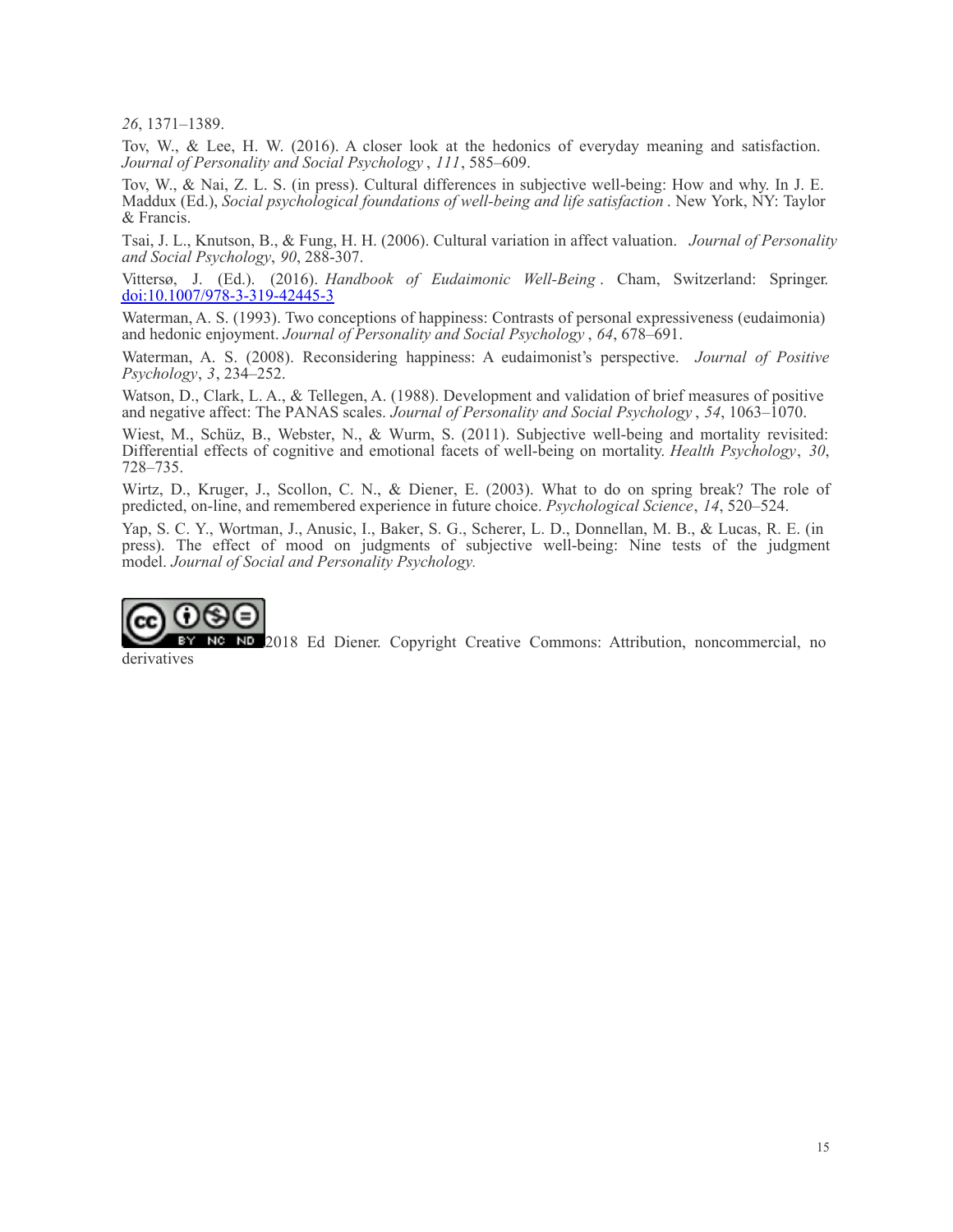*26*, 1371–1389.

Tov, W., & Lee, H. W. (2016). A closer look at the hedonics of everyday meaning and satisfaction. *Journal of Personality and Social Psychology* , *111*, 585–609.

Tov, W., & Nai, Z. L. S. (in press). Cultural differences in subjective well-being: How and why. In J. E. Maddux (Ed.), *Social psychological foundations of well-being and life satisfaction* . New York, NY: Taylor & Francis.

Tsai, J. L., Knutson, B., & Fung, H. H. (2006). Cultural variation in affect valuation. *Journal of Personality and Social Psychology*, *90*, 288-307.

Vittersø, J. (Ed.). (2016). *Handbook of Eudaimonic Well-Being* . Cham, Switzerland: Springer. doi:10.1007/978-3-319-42445-3

Waterman, A. S. (1993). Two conceptions of happiness: Contrasts of personal expressiveness (eudaimonia) and hedonic enjoyment. *Journal of Personality and Social Psychology* , *64*, 678–691.

Waterman, A. S. (2008). Reconsidering happiness: A eudaimonist's perspective. *Journal of Positive Psychology*, *3*, 234–252.

Watson, D., Clark, L. A., & Tellegen, A. (1988). Development and validation of brief measures of positive and negative affect: The PANAS scales. *Journal of Personality and Social Psychology* , *54*, 1063–1070.

Wiest, M., Schüz, B., Webster, N., & Wurm, S. (2011). Subjective well-being and mortality revisited: Differential effects of cognitive and emotional facets of well-being on mortality. *Health Psychology*, *30*, 728–735.

Wirtz, D., Kruger, J., Scollon, C. N., & Diener, E. (2003). What to do on spring break? The role of predicted, on-line, and remembered experience in future choice. *Psychological Science*, *14*, 520–524.

Yap, S. C. Y., Wortman, J., Anusic, I., Baker, S. G., Scherer, L. D., Donnellan, M. B., & Lucas, R. E. (in press). The effect of mood on judgments of subjective well-being: Nine tests of the judgment model. *Journal of Social and Personality Psychology.*

2018 Ed Diener. Copyright Creative Commons: Attribution, noncommercial, no derivatives